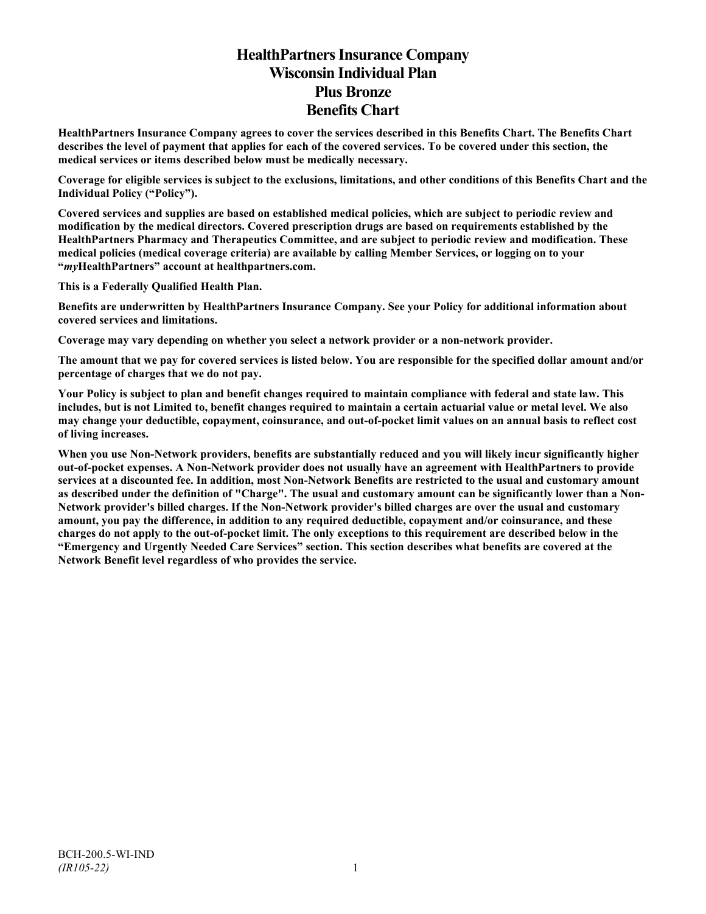# HealthPartners Insurance Company
# Wisconsin Individual Plan
# Plus Bronze
# Benefits Chart

**HealthPartners Insurance Company agrees to cover the services described in this Benefits Chart. The Benefits Chart describes the level of payment that applies for each of the covered services. To be covered under this section, the medical services or items described below must be medically necessary.**

**Coverage for eligible services is subject to the exclusions, limitations, and other conditions of this Benefits Chart and the Individual Policy ("Policy").**

**Covered services and supplies are based on established medical policies, which are subject to periodic review and modification by the medical directors. Covered prescription drugs are based on requirements established by the HealthPartners Pharmacy and Therapeutics Committee, and are subject to periodic review and modification. These medical policies (medical coverage criteria) are available by calling Member Services, or logging on to your "*my*HealthPartners" account at healthpartners.com.**

**This is a Federally Qualified Health Plan.**

**Benefits are underwritten by HealthPartners Insurance Company. See your Policy for additional information about covered services and limitations.**

**Coverage may vary depending on whether you select a network provider or a non-network provider.**

**The amount that we pay for covered services is listed below. You are responsible for the specified dollar amount and/or percentage of charges that we do not pay.**

**Your Policy is subject to plan and benefit changes required to maintain compliance with federal and state law. This includes, but is not Limited to, benefit changes required to maintain a certain actuarial value or metal level. We also may change your deductible, copayment, coinsurance, and out-of-pocket limit values on an annual basis to reflect cost of living increases.**

**When you use Non-Network providers, benefits are substantially reduced and you will likely incur significantly higher out-of-pocket expenses. A Non-Network provider does not usually have an agreement with HealthPartners to provide services at a discounted fee. In addition, most Non-Network Benefits are restricted to the usual and customary amount as described under the definition of "Charge". The usual and customary amount can be significantly lower than a Non-Network provider's billed charges. If the Non-Network provider's billed charges are over the usual and customary amount, you pay the difference, in addition to any required deductible, copayment and/or coinsurance, and these charges do not apply to the out-of-pocket limit. The only exceptions to this requirement are described below in the "Emergency and Urgently Needed Care Services" section. This section describes what benefits are covered at the Network Benefit level regardless of who provides the service.**

BCH-200.5-WI-IND
*(IR105-22)*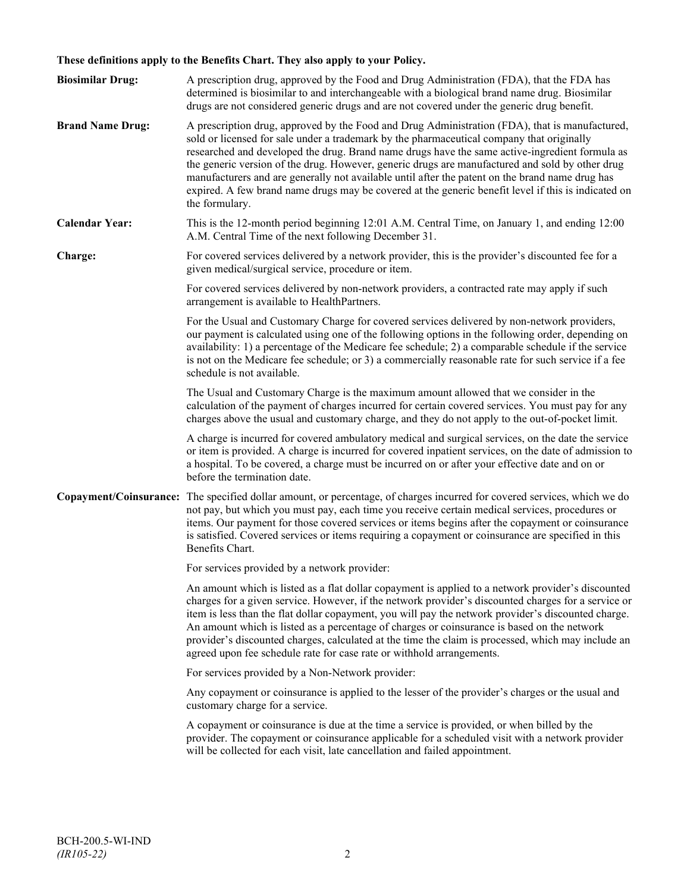**These definitions apply to the Benefits Chart. They also apply to your Policy.**

**Biosimilar Drug:** A prescription drug, approved by the Food and Drug Administration (FDA), that the FDA has determined is biosimilar to and interchangeable with a biological brand name drug. Biosimilar drugs are not considered generic drugs and are not covered under the generic drug benefit.

**Brand Name Drug:** A prescription drug, approved by the Food and Drug Administration (FDA), that is manufactured, sold or licensed for sale under a trademark by the pharmaceutical company that originally researched and developed the drug. Brand name drugs have the same active-ingredient formula as the generic version of the drug. However, generic drugs are manufactured and sold by other drug manufacturers and are generally not available until after the patent on the brand name drug has expired. A few brand name drugs may be covered at the generic benefit level if this is indicated on the formulary.

**Calendar Year:** This is the 12-month period beginning 12:01 A.M. Central Time, on January 1, and ending 12:00 A.M. Central Time of the next following December 31.

**Charge:** For covered services delivered by a network provider, this is the provider's discounted fee for a given medical/surgical service, procedure or item.

For covered services delivered by non-network providers, a contracted rate may apply if such arrangement is available to HealthPartners.

For the Usual and Customary Charge for covered services delivered by non-network providers, our payment is calculated using one of the following options in the following order, depending on availability: 1) a percentage of the Medicare fee schedule; 2) a comparable schedule if the service is not on the Medicare fee schedule; or 3) a commercially reasonable rate for such service if a fee schedule is not available.

The Usual and Customary Charge is the maximum amount allowed that we consider in the calculation of the payment of charges incurred for certain covered services. You must pay for any charges above the usual and customary charge, and they do not apply to the out-of-pocket limit.

A charge is incurred for covered ambulatory medical and surgical services, on the date the service or item is provided. A charge is incurred for covered inpatient services, on the date of admission to a hospital. To be covered, a charge must be incurred on or after your effective date and on or before the termination date.

**Copayment/Coinsurance:** The specified dollar amount, or percentage, of charges incurred for covered services, which we do not pay, but which you must pay, each time you receive certain medical services, procedures or items. Our payment for those covered services or items begins after the copayment or coinsurance is satisfied. Covered services or items requiring a copayment or coinsurance are specified in this Benefits Chart.

For services provided by a network provider:

An amount which is listed as a flat dollar copayment is applied to a network provider's discounted charges for a given service. However, if the network provider's discounted charges for a service or item is less than the flat dollar copayment, you will pay the network provider's discounted charge. An amount which is listed as a percentage of charges or coinsurance is based on the network provider's discounted charges, calculated at the time the claim is processed, which may include an agreed upon fee schedule rate for case rate or withhold arrangements.

For services provided by a Non-Network provider:

Any copayment or coinsurance is applied to the lesser of the provider's charges or the usual and customary charge for a service.

A copayment or coinsurance is due at the time a service is provided, or when billed by the provider. The copayment or coinsurance applicable for a scheduled visit with a network provider will be collected for each visit, late cancellation and failed appointment.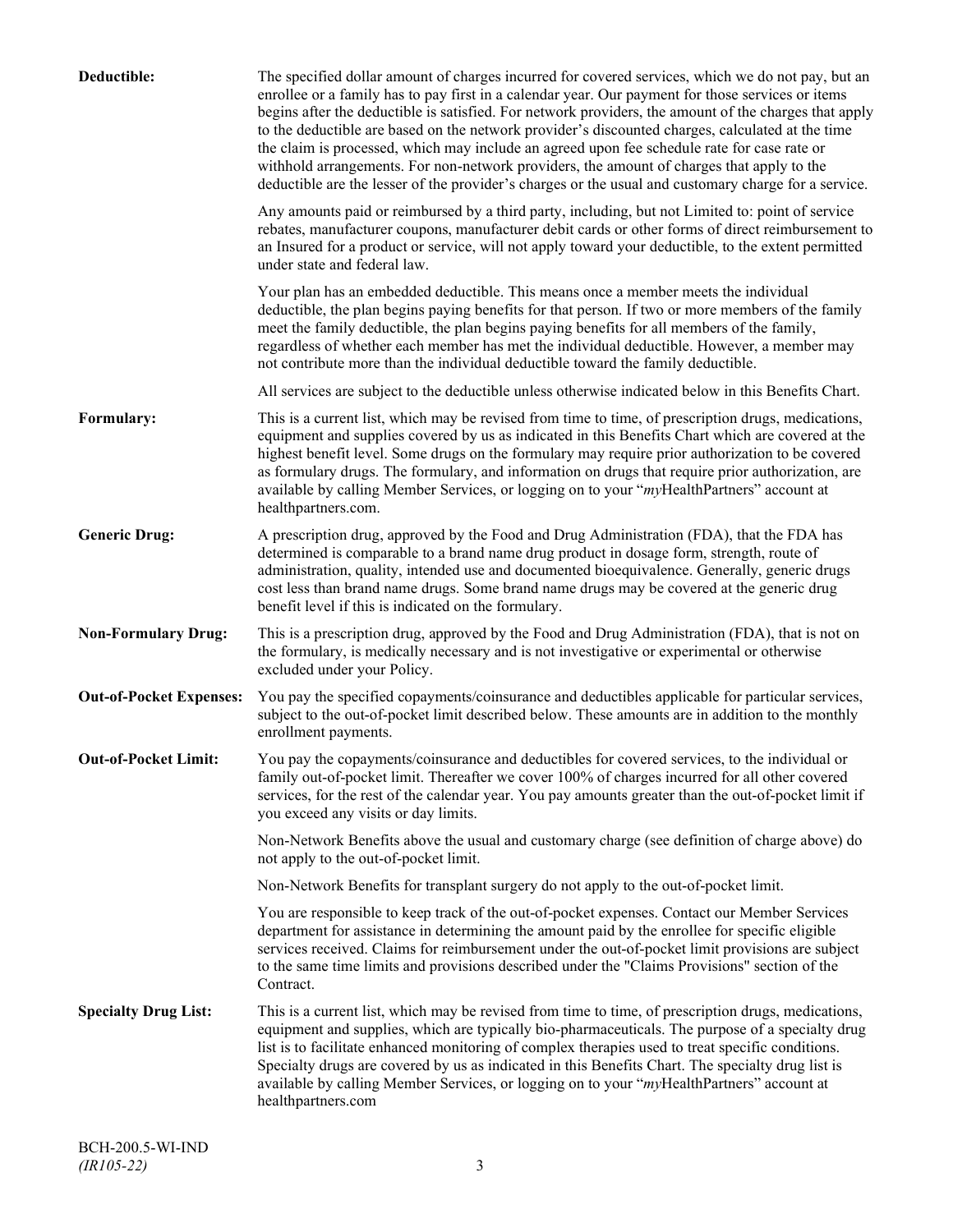**Deductible:** The specified dollar amount of charges incurred for covered services, which we do not pay, but an enrollee or a family has to pay first in a calendar year. Our payment for those services or items begins after the deductible is satisfied. For network providers, the amount of the charges that apply to the deductible are based on the network provider's discounted charges, calculated at the time the claim is processed, which may include an agreed upon fee schedule rate for case rate or withhold arrangements. For non-network providers, the amount of charges that apply to the deductible are the lesser of the provider's charges or the usual and customary charge for a service.

Any amounts paid or reimbursed by a third party, including, but not Limited to: point of service rebates, manufacturer coupons, manufacturer debit cards or other forms of direct reimbursement to an Insured for a product or service, will not apply toward your deductible, to the extent permitted under state and federal law.

Your plan has an embedded deductible. This means once a member meets the individual deductible, the plan begins paying benefits for that person. If two or more members of the family meet the family deductible, the plan begins paying benefits for all members of the family, regardless of whether each member has met the individual deductible. However, a member may not contribute more than the individual deductible toward the family deductible.

All services are subject to the deductible unless otherwise indicated below in this Benefits Chart.

**Formulary:** This is a current list, which may be revised from time to time, of prescription drugs, medications, equipment and supplies covered by us as indicated in this Benefits Chart which are covered at the highest benefit level. Some drugs on the formulary may require prior authorization to be covered as formulary drugs. The formulary, and information on drugs that require prior authorization, are available by calling Member Services, or logging on to your "*my*HealthPartners" account at healthpartners.com.

**Generic Drug:** A prescription drug, approved by the Food and Drug Administration (FDA), that the FDA has determined is comparable to a brand name drug product in dosage form, strength, route of administration, quality, intended use and documented bioequivalence. Generally, generic drugs cost less than brand name drugs. Some brand name drugs may be covered at the generic drug benefit level if this is indicated on the formulary.

**Non-Formulary Drug:** This is a prescription drug, approved by the Food and Drug Administration (FDA), that is not on the formulary, is medically necessary and is not investigative or experimental or otherwise excluded under your Policy.

**Out-of-Pocket Expenses:** You pay the specified copayments/coinsurance and deductibles applicable for particular services, subject to the out-of-pocket limit described below. These amounts are in addition to the monthly enrollment payments.

**Out-of-Pocket Limit:** You pay the copayments/coinsurance and deductibles for covered services, to the individual or family out-of-pocket limit. Thereafter we cover 100% of charges incurred for all other covered services, for the rest of the calendar year. You pay amounts greater than the out-of-pocket limit if you exceed any visits or day limits.

Non-Network Benefits above the usual and customary charge (see definition of charge above) do not apply to the out-of-pocket limit.

Non-Network Benefits for transplant surgery do not apply to the out-of-pocket limit.

You are responsible to keep track of the out-of-pocket expenses. Contact our Member Services department for assistance in determining the amount paid by the enrollee for specific eligible services received. Claims for reimbursement under the out-of-pocket limit provisions are subject to the same time limits and provisions described under the "Claims Provisions" section of the Contract.

**Specialty Drug List:** This is a current list, which may be revised from time to time, of prescription drugs, medications, equipment and supplies, which are typically bio-pharmaceuticals. The purpose of a specialty drug list is to facilitate enhanced monitoring of complex therapies used to treat specific conditions. Specialty drugs are covered by us as indicated in this Benefits Chart. The specialty drug list is available by calling Member Services, or logging on to your "*my*HealthPartners" account at healthpartners.com

BCH-200.5-WI-IND
*(IR105-22)*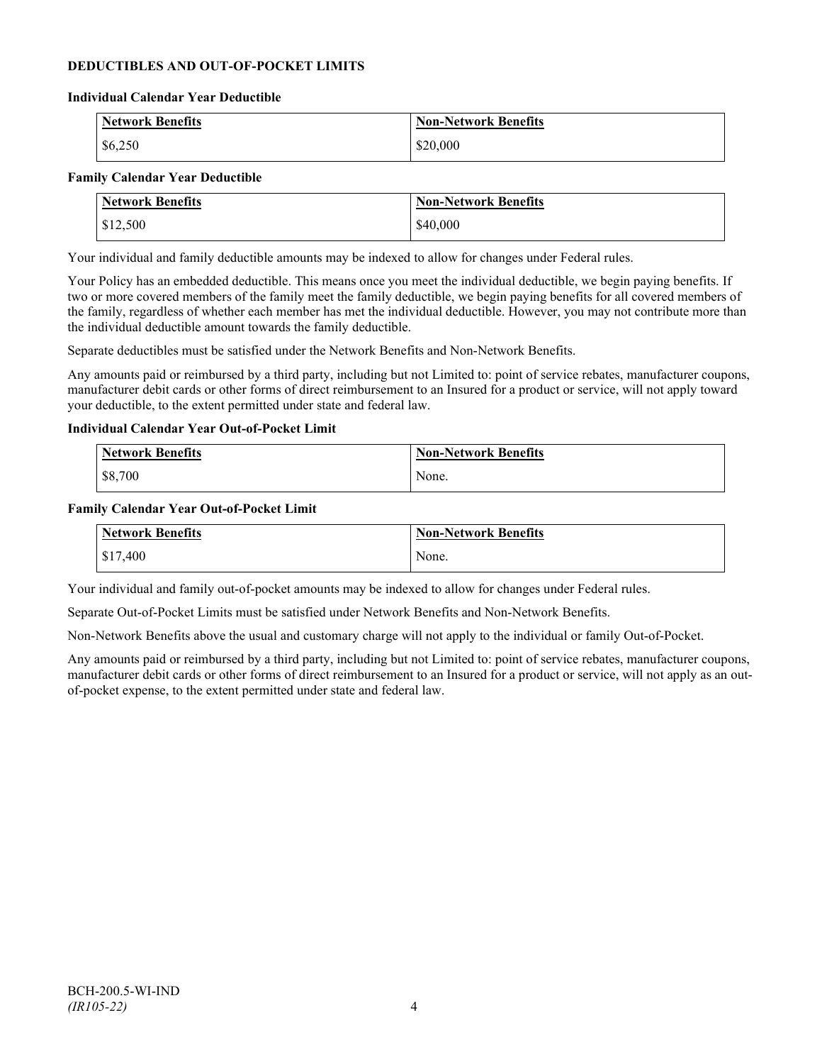## DEDUCTIBLES AND OUT-OF-POCKET LIMITS

### Individual Calendar Year Deductible

| Network Benefits | Non-Network Benefits |
|---|---|
| $6,250 | $20,000 |

### Family Calendar Year Deductible

| Network Benefits | Non-Network Benefits |
|---|---|
| $12,500 | $40,000 |

Your individual and family deductible amounts may be indexed to allow for changes under Federal rules.

Your Policy has an embedded deductible. This means once you meet the individual deductible, we begin paying benefits. If two or more covered members of the family meet the family deductible, we begin paying benefits for all covered members of the family, regardless of whether each member has met the individual deductible. However, you may not contribute more than the individual deductible amount towards the family deductible.

Separate deductibles must be satisfied under the Network Benefits and Non-Network Benefits.

Any amounts paid or reimbursed by a third party, including but not Limited to: point of service rebates, manufacturer coupons, manufacturer debit cards or other forms of direct reimbursement to an Insured for a product or service, will not apply toward your deductible, to the extent permitted under state and federal law.

### Individual Calendar Year Out-of-Pocket Limit

| Network Benefits | Non-Network Benefits |
|---|---|
| $8,700 | None. |

### Family Calendar Year Out-of-Pocket Limit

| Network Benefits | Non-Network Benefits |
|---|---|
| $17,400 | None. |

Your individual and family out-of-pocket amounts may be indexed to allow for changes under Federal rules.

Separate Out-of-Pocket Limits must be satisfied under Network Benefits and Non-Network Benefits.

Non-Network Benefits above the usual and customary charge will not apply to the individual or family Out-of-Pocket.

Any amounts paid or reimbursed by a third party, including but not Limited to: point of service rebates, manufacturer coupons, manufacturer debit cards or other forms of direct reimbursement to an Insured for a product or service, will not apply as an out-of-pocket expense, to the extent permitted under state and federal law.

BCH-200.5-WI-IND
*(IR105-22)*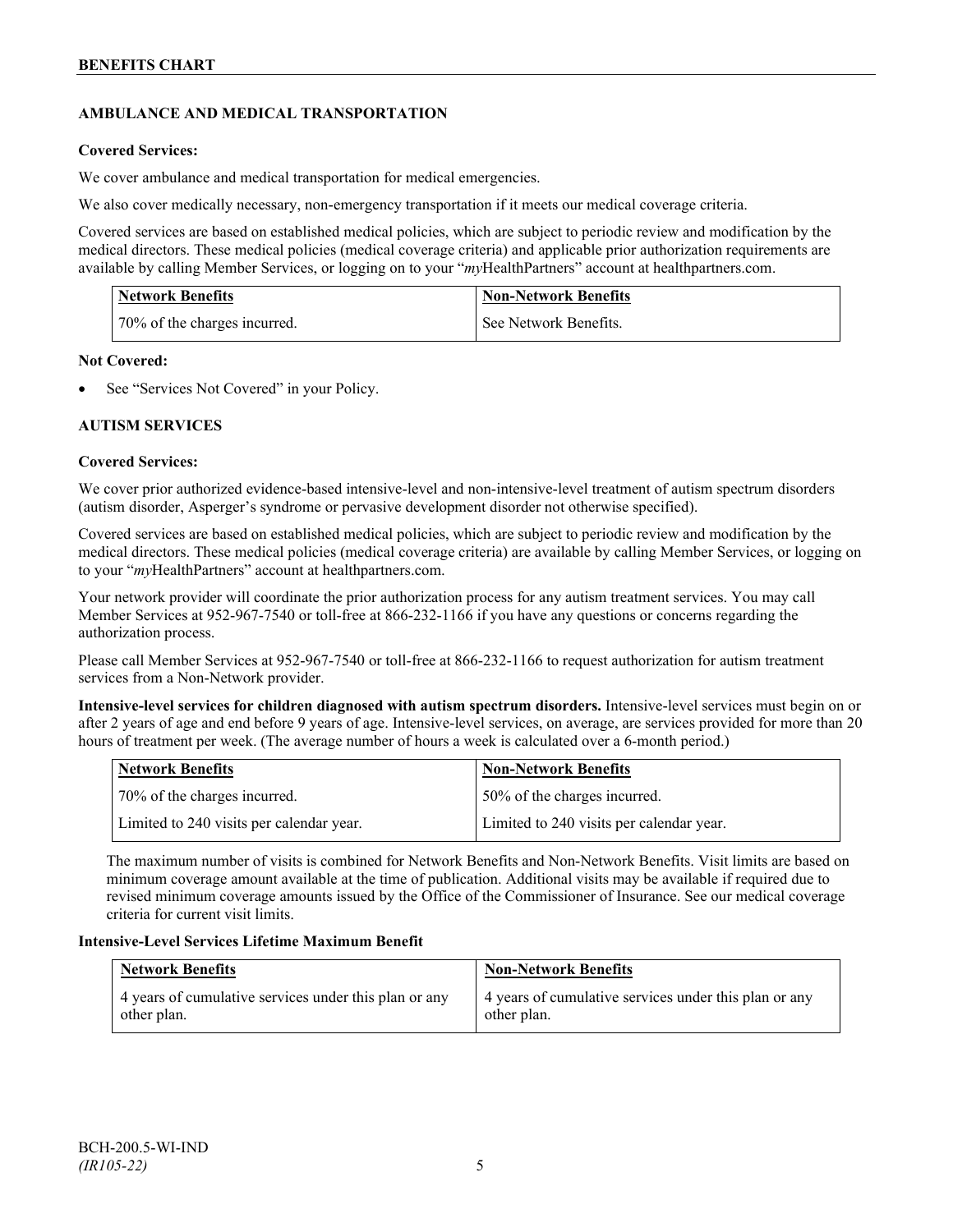## AMBULANCE AND MEDICAL TRANSPORTATION

**Covered Services:**

We cover ambulance and medical transportation for medical emergencies.

We also cover medically necessary, non-emergency transportation if it meets our medical coverage criteria.

Covered services are based on established medical policies, which are subject to periodic review and modification by the medical directors. These medical policies (medical coverage criteria) and applicable prior authorization requirements are available by calling Member Services, or logging on to your "*my*HealthPartners" account at healthpartners.com.

| Network Benefits | Non-Network Benefits |
|---|---|
| 70% of the charges incurred. | See Network Benefits. |

**Not Covered:**

- See "Services Not Covered" in your Policy.

## AUTISM SERVICES

**Covered Services:**

We cover prior authorized evidence-based intensive-level and non-intensive-level treatment of autism spectrum disorders (autism disorder, Asperger's syndrome or pervasive development disorder not otherwise specified).

Covered services are based on established medical policies, which are subject to periodic review and modification by the medical directors. These medical policies (medical coverage criteria) are available by calling Member Services, or logging on to your "*my*HealthPartners" account at healthpartners.com.

Your network provider will coordinate the prior authorization process for any autism treatment services. You may call Member Services at 952-967-7540 or toll-free at 866-232-1166 if you have any questions or concerns regarding the authorization process.

Please call Member Services at 952-967-7540 or toll-free at 866-232-1166 to request authorization for autism treatment services from a Non-Network provider.

**Intensive-level services for children diagnosed with autism spectrum disorders.** Intensive-level services must begin on or after 2 years of age and end before 9 years of age. Intensive-level services, on average, are services provided for more than 20 hours of treatment per week. (The average number of hours a week is calculated over a 6-month period.)

| Network Benefits | Non-Network Benefits |
|---|---|
| 70% of the charges incurred. | 50% of the charges incurred. |
| Limited to 240 visits per calendar year. | Limited to 240 visits per calendar year. |

The maximum number of visits is combined for Network Benefits and Non-Network Benefits. Visit limits are based on minimum coverage amount available at the time of publication. Additional visits may be available if required due to revised minimum coverage amounts issued by the Office of the Commissioner of Insurance. See our medical coverage criteria for current visit limits.

**Intensive-Level Services Lifetime Maximum Benefit**

| Network Benefits | Non-Network Benefits |
|---|---|
| 4 years of cumulative services under this plan or any other plan. | 4 years of cumulative services under this plan or any other plan. |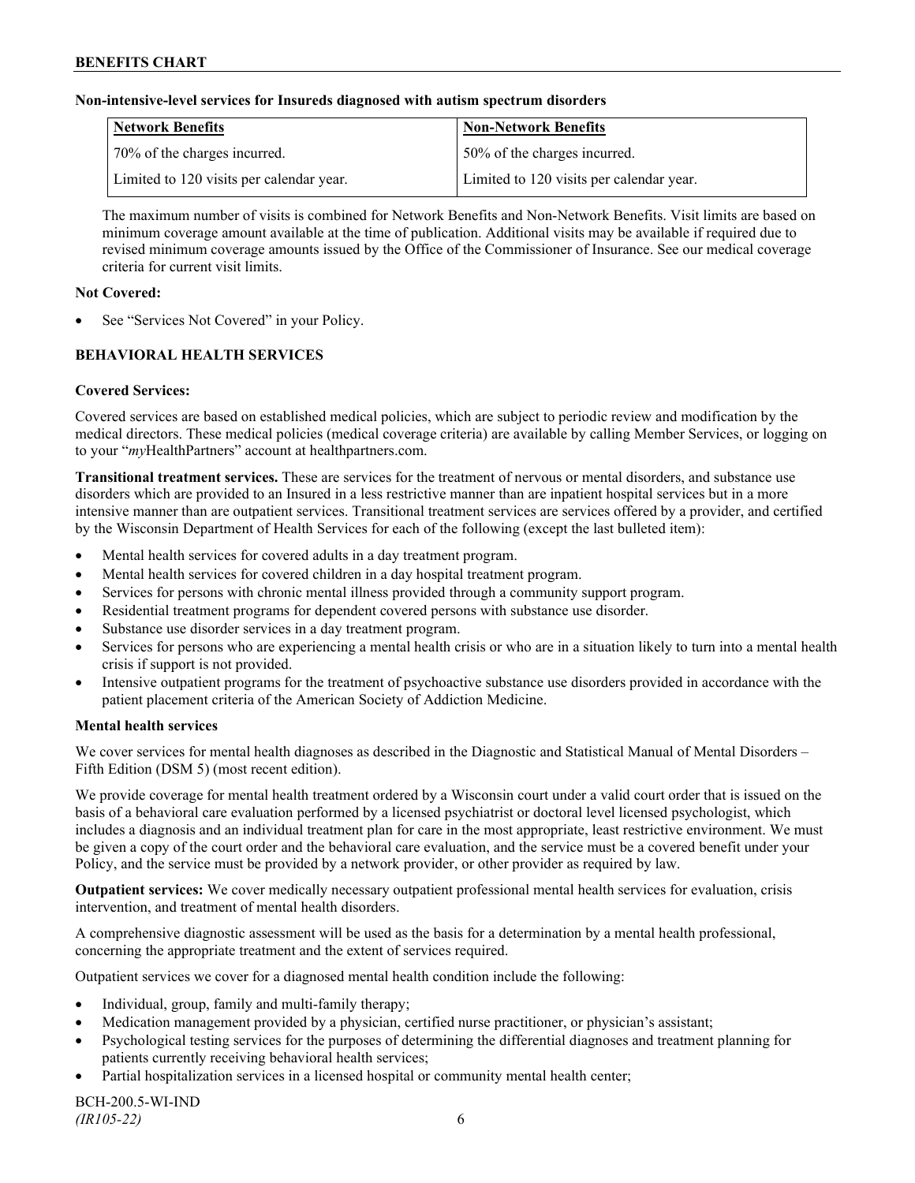**Non-intensive-level services for Insureds diagnosed with autism spectrum disorders**

| Network Benefits | Non-Network Benefits |
|---|---|
| 70% of the charges incurred. | 50% of the charges incurred. |
| Limited to 120 visits per calendar year. | Limited to 120 visits per calendar year. |

The maximum number of visits is combined for Network Benefits and Non-Network Benefits. Visit limits are based on minimum coverage amount available at the time of publication. Additional visits may be available if required due to revised minimum coverage amounts issued by the Office of the Commissioner of Insurance. See our medical coverage criteria for current visit limits.

**Not Covered:**

- See "Services Not Covered" in your Policy.

**BEHAVIORAL HEALTH SERVICES**

**Covered Services:**

Covered services are based on established medical policies, which are subject to periodic review and modification by the medical directors. These medical policies (medical coverage criteria) are available by calling Member Services, or logging on to your "*my*HealthPartners" account at healthpartners.com.

**Transitional treatment services.** These are services for the treatment of nervous or mental disorders, and substance use disorders which are provided to an Insured in a less restrictive manner than are inpatient hospital services but in a more intensive manner than are outpatient services. Transitional treatment services are services offered by a provider, and certified by the Wisconsin Department of Health Services for each of the following (except the last bulleted item):

- Mental health services for covered adults in a day treatment program.
- Mental health services for covered children in a day hospital treatment program.
- Services for persons with chronic mental illness provided through a community support program.
- Residential treatment programs for dependent covered persons with substance use disorder.
- Substance use disorder services in a day treatment program.
- Services for persons who are experiencing a mental health crisis or who are in a situation likely to turn into a mental health crisis if support is not provided.
- Intensive outpatient programs for the treatment of psychoactive substance use disorders provided in accordance with the patient placement criteria of the American Society of Addiction Medicine.

**Mental health services**

We cover services for mental health diagnoses as described in the Diagnostic and Statistical Manual of Mental Disorders – Fifth Edition (DSM 5) (most recent edition).

We provide coverage for mental health treatment ordered by a Wisconsin court under a valid court order that is issued on the basis of a behavioral care evaluation performed by a licensed psychiatrist or doctoral level licensed psychologist, which includes a diagnosis and an individual treatment plan for care in the most appropriate, least restrictive environment. We must be given a copy of the court order and the behavioral care evaluation, and the service must be a covered benefit under your Policy, and the service must be provided by a network provider, or other provider as required by law.

**Outpatient services:** We cover medically necessary outpatient professional mental health services for evaluation, crisis intervention, and treatment of mental health disorders.

A comprehensive diagnostic assessment will be used as the basis for a determination by a mental health professional, concerning the appropriate treatment and the extent of services required.

Outpatient services we cover for a diagnosed mental health condition include the following:

- Individual, group, family and multi-family therapy;
- Medication management provided by a physician, certified nurse practitioner, or physician's assistant;
- Psychological testing services for the purposes of determining the differential diagnoses and treatment planning for patients currently receiving behavioral health services;
- Partial hospitalization services in a licensed hospital or community mental health center;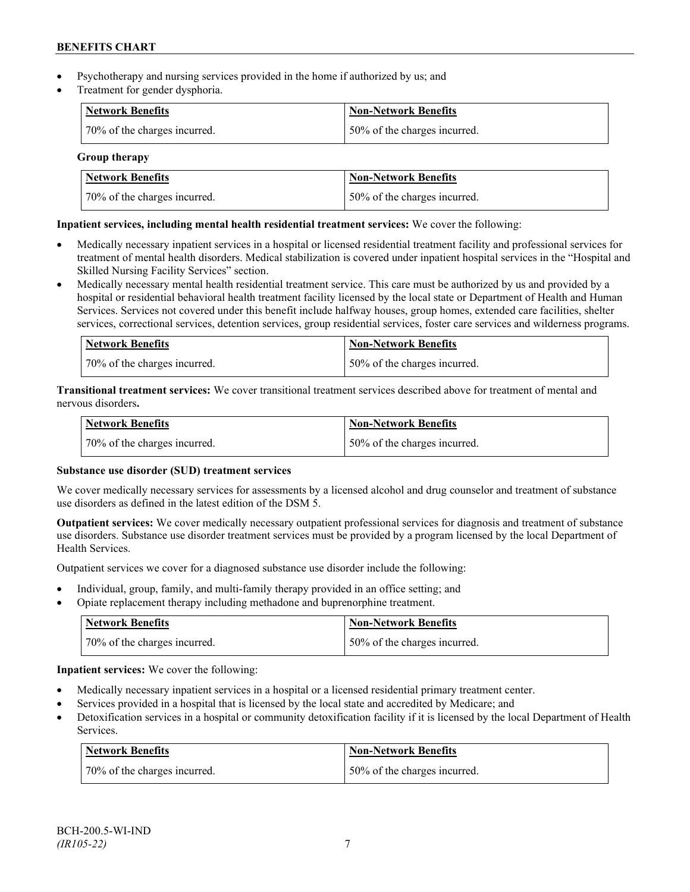- Psychotherapy and nursing services provided in the home if authorized by us; and
- Treatment for gender dysphoria.

| Network Benefits | Non-Network Benefits |
|---|---|
| 70% of the charges incurred. | 50% of the charges incurred. |

**Group therapy**

| Network Benefits | Non-Network Benefits |
|---|---|
| 70% of the charges incurred. | 50% of the charges incurred. |

**Inpatient services, including mental health residential treatment services:** We cover the following:

- Medically necessary inpatient services in a hospital or licensed residential treatment facility and professional services for treatment of mental health disorders. Medical stabilization is covered under inpatient hospital services in the "Hospital and Skilled Nursing Facility Services" section.
- Medically necessary mental health residential treatment service. This care must be authorized by us and provided by a hospital or residential behavioral health treatment facility licensed by the local state or Department of Health and Human Services. Services not covered under this benefit include halfway houses, group homes, extended care facilities, shelter services, correctional services, detention services, group residential services, foster care services and wilderness programs.

| Network Benefits | Non-Network Benefits |
|---|---|
| 70% of the charges incurred. | 50% of the charges incurred. |

**Transitional treatment services:** We cover transitional treatment services described above for treatment of mental and nervous disorders**.**

| Network Benefits | Non-Network Benefits |
|---|---|
| 70% of the charges incurred. | 50% of the charges incurred. |

**Substance use disorder (SUD) treatment services**

We cover medically necessary services for assessments by a licensed alcohol and drug counselor and treatment of substance use disorders as defined in the latest edition of the DSM 5.

**Outpatient services:** We cover medically necessary outpatient professional services for diagnosis and treatment of substance use disorders. Substance use disorder treatment services must be provided by a program licensed by the local Department of Health Services.

Outpatient services we cover for a diagnosed substance use disorder include the following:

- Individual, group, family, and multi-family therapy provided in an office setting; and
- Opiate replacement therapy including methadone and buprenorphine treatment.

| Network Benefits | Non-Network Benefits |
|---|---|
| 70% of the charges incurred. | 50% of the charges incurred. |

**Inpatient services:** We cover the following:

- Medically necessary inpatient services in a hospital or a licensed residential primary treatment center.
- Services provided in a hospital that is licensed by the local state and accredited by Medicare; and
- Detoxification services in a hospital or community detoxification facility if it is licensed by the local Department of Health Services.

| Network Benefits | Non-Network Benefits |
|---|---|
| 70% of the charges incurred. | 50% of the charges incurred. |

BCH-200.5-WI-IND
*(IR105-22)*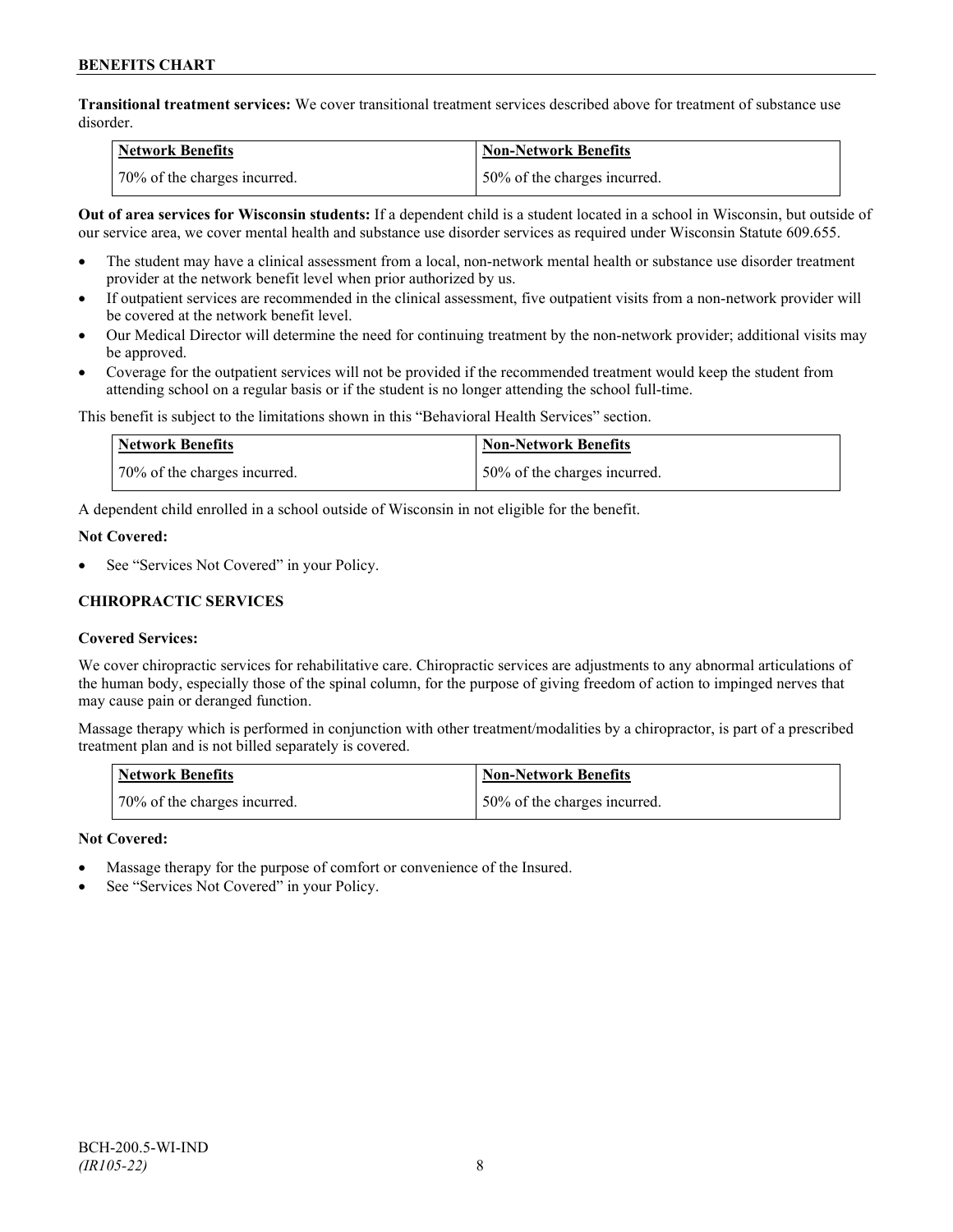**Transitional treatment services:** We cover transitional treatment services described above for treatment of substance use disorder.

| Network Benefits | Non-Network Benefits |
|---|---|
| 70% of the charges incurred. | 50% of the charges incurred. |

**Out of area services for Wisconsin students:** If a dependent child is a student located in a school in Wisconsin, but outside of our service area, we cover mental health and substance use disorder services as required under Wisconsin Statute 609.655.

- The student may have a clinical assessment from a local, non-network mental health or substance use disorder treatment provider at the network benefit level when prior authorized by us.
- If outpatient services are recommended in the clinical assessment, five outpatient visits from a non-network provider will be covered at the network benefit level.
- Our Medical Director will determine the need for continuing treatment by the non-network provider; additional visits may be approved.
- Coverage for the outpatient services will not be provided if the recommended treatment would keep the student from attending school on a regular basis or if the student is no longer attending the school full-time.

This benefit is subject to the limitations shown in this "Behavioral Health Services" section.

| Network Benefits | Non-Network Benefits |
|---|---|
| 70% of the charges incurred. | 50% of the charges incurred. |

A dependent child enrolled in a school outside of Wisconsin in not eligible for the benefit.

**Not Covered:**

- See "Services Not Covered" in your Policy.

## CHIROPRACTIC SERVICES

**Covered Services:**

We cover chiropractic services for rehabilitative care. Chiropractic services are adjustments to any abnormal articulations of the human body, especially those of the spinal column, for the purpose of giving freedom of action to impinged nerves that may cause pain or deranged function.

Massage therapy which is performed in conjunction with other treatment/modalities by a chiropractor, is part of a prescribed treatment plan and is not billed separately is covered.

| Network Benefits | Non-Network Benefits |
|---|---|
| 70% of the charges incurred. | 50% of the charges incurred. |

**Not Covered:**

- Massage therapy for the purpose of comfort or convenience of the Insured.
- See "Services Not Covered" in your Policy.

BCH-200.5-WI-IND
*(IR105-22)*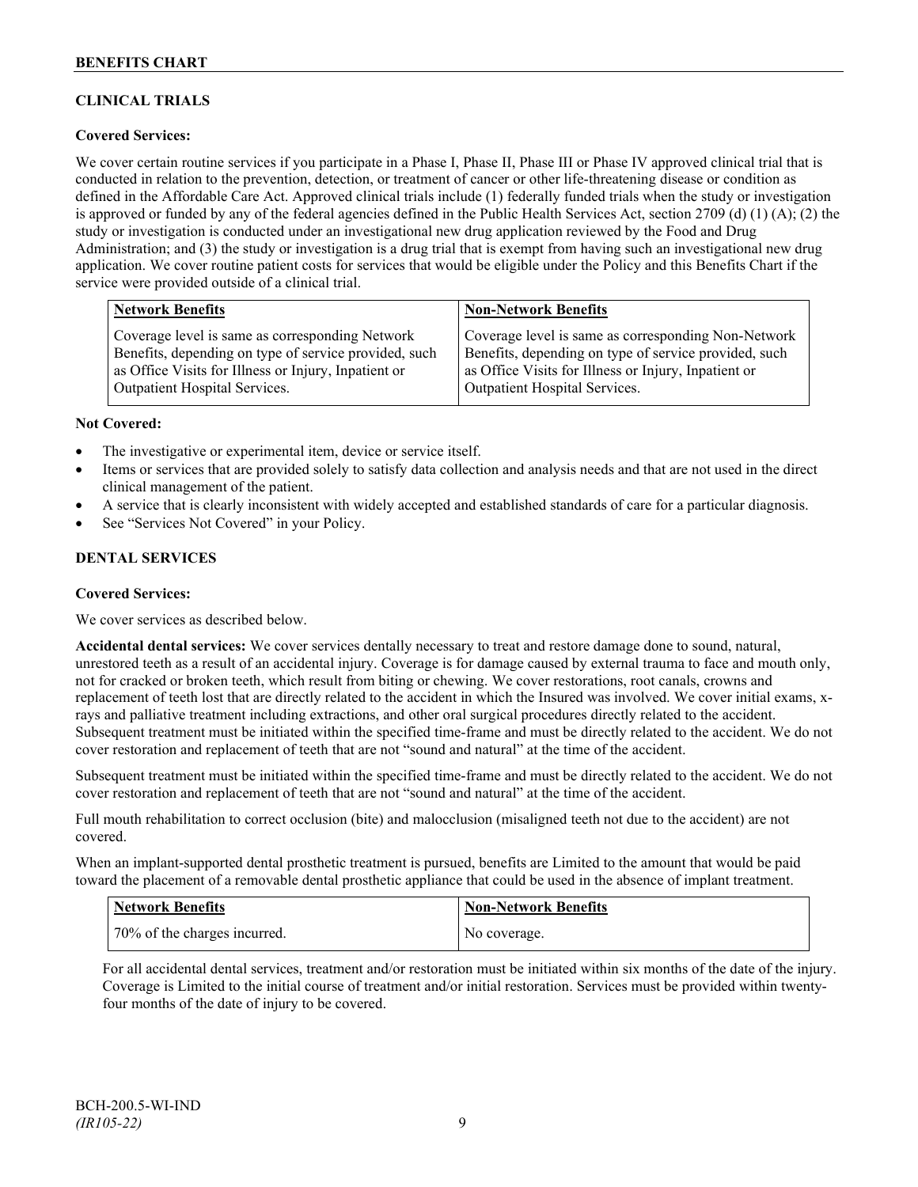## CLINICAL TRIALS

**Covered Services:**

We cover certain routine services if you participate in a Phase I, Phase II, Phase III or Phase IV approved clinical trial that is conducted in relation to the prevention, detection, or treatment of cancer or other life-threatening disease or condition as defined in the Affordable Care Act. Approved clinical trials include (1) federally funded trials when the study or investigation is approved or funded by any of the federal agencies defined in the Public Health Services Act, section 2709 (d) (1) (A); (2) the study or investigation is conducted under an investigational new drug application reviewed by the Food and Drug Administration; and (3) the study or investigation is a drug trial that is exempt from having such an investigational new drug application. We cover routine patient costs for services that would be eligible under the Policy and this Benefits Chart if the service were provided outside of a clinical trial.

| Network Benefits | Non-Network Benefits |
|---|---|
| Coverage level is same as corresponding Network Benefits, depending on type of service provided, such as Office Visits for Illness or Injury, Inpatient or Outpatient Hospital Services. | Coverage level is same as corresponding Non-Network Benefits, depending on type of service provided, such as Office Visits for Illness or Injury, Inpatient or Outpatient Hospital Services. |

**Not Covered:**

- The investigative or experimental item, device or service itself.
- Items or services that are provided solely to satisfy data collection and analysis needs and that are not used in the direct clinical management of the patient.
- A service that is clearly inconsistent with widely accepted and established standards of care for a particular diagnosis.
- See "Services Not Covered" in your Policy.

## DENTAL SERVICES

**Covered Services:**

We cover services as described below.

**Accidental dental services:** We cover services dentally necessary to treat and restore damage done to sound, natural, unrestored teeth as a result of an accidental injury. Coverage is for damage caused by external trauma to face and mouth only, not for cracked or broken teeth, which result from biting or chewing. We cover restorations, root canals, crowns and replacement of teeth lost that are directly related to the accident in which the Insured was involved. We cover initial exams, x-rays and palliative treatment including extractions, and other oral surgical procedures directly related to the accident. Subsequent treatment must be initiated within the specified time-frame and must be directly related to the accident. We do not cover restoration and replacement of teeth that are not "sound and natural" at the time of the accident.

Subsequent treatment must be initiated within the specified time-frame and must be directly related to the accident. We do not cover restoration and replacement of teeth that are not "sound and natural" at the time of the accident.

Full mouth rehabilitation to correct occlusion (bite) and malocclusion (misaligned teeth not due to the accident) are not covered.

When an implant-supported dental prosthetic treatment is pursued, benefits are Limited to the amount that would be paid toward the placement of a removable dental prosthetic appliance that could be used in the absence of implant treatment.

| Network Benefits | Non-Network Benefits |
|---|---|
| 70% of the charges incurred. | No coverage. |

For all accidental dental services, treatment and/or restoration must be initiated within six months of the date of the injury. Coverage is Limited to the initial course of treatment and/or initial restoration. Services must be provided within twenty-four months of the date of injury to be covered.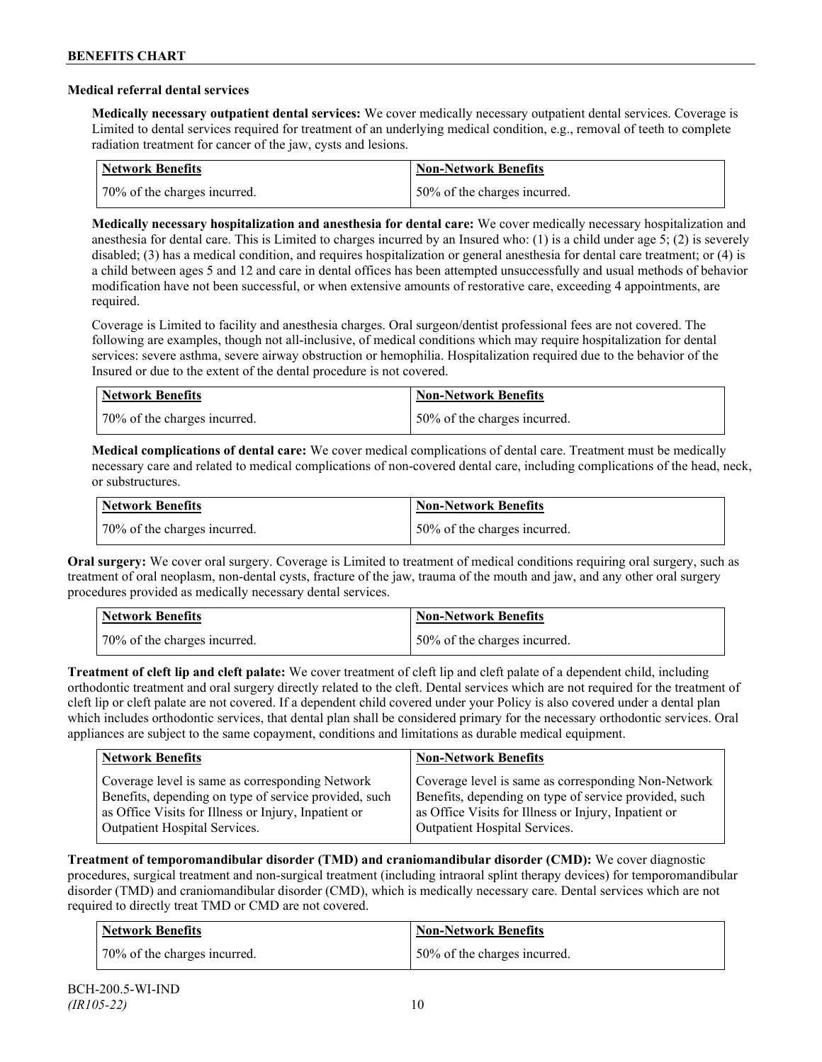### Medical referral dental services

**Medically necessary outpatient dental services:** We cover medically necessary outpatient dental services. Coverage is Limited to dental services required for treatment of an underlying medical condition, e.g., removal of teeth to complete radiation treatment for cancer of the jaw, cysts and lesions.

| Network Benefits | Non-Network Benefits |
|---|---|
| 70% of the charges incurred. | 50% of the charges incurred. |

**Medically necessary hospitalization and anesthesia for dental care:** We cover medically necessary hospitalization and anesthesia for dental care. This is Limited to charges incurred by an Insured who: (1) is a child under age 5; (2) is severely disabled; (3) has a medical condition, and requires hospitalization or general anesthesia for dental care treatment; or (4) is a child between ages 5 and 12 and care in dental offices has been attempted unsuccessfully and usual methods of behavior modification have not been successful, or when extensive amounts of restorative care, exceeding 4 appointments, are required.

Coverage is Limited to facility and anesthesia charges. Oral surgeon/dentist professional fees are not covered. The following are examples, though not all-inclusive, of medical conditions which may require hospitalization for dental services: severe asthma, severe airway obstruction or hemophilia. Hospitalization required due to the behavior of the Insured or due to the extent of the dental procedure is not covered.

| Network Benefits | Non-Network Benefits |
|---|---|
| 70% of the charges incurred. | 50% of the charges incurred. |

**Medical complications of dental care:** We cover medical complications of dental care. Treatment must be medically necessary care and related to medical complications of non-covered dental care, including complications of the head, neck, or substructures.

| Network Benefits | Non-Network Benefits |
|---|---|
| 70% of the charges incurred. | 50% of the charges incurred. |

**Oral surgery:** We cover oral surgery. Coverage is Limited to treatment of medical conditions requiring oral surgery, such as treatment of oral neoplasm, non-dental cysts, fracture of the jaw, trauma of the mouth and jaw, and any other oral surgery procedures provided as medically necessary dental services.

| Network Benefits | Non-Network Benefits |
|---|---|
| 70% of the charges incurred. | 50% of the charges incurred. |

**Treatment of cleft lip and cleft palate:** We cover treatment of cleft lip and cleft palate of a dependent child, including orthodontic treatment and oral surgery directly related to the cleft. Dental services which are not required for the treatment of cleft lip or cleft palate are not covered. If a dependent child covered under your Policy is also covered under a dental plan which includes orthodontic services, that dental plan shall be considered primary for the necessary orthodontic services. Oral appliances are subject to the same copayment, conditions and limitations as durable medical equipment.

| Network Benefits | Non-Network Benefits |
|---|---|
| Coverage level is same as corresponding Network Benefits, depending on type of service provided, such as Office Visits for Illness or Injury, Inpatient or Outpatient Hospital Services. | Coverage level is same as corresponding Non-Network Benefits, depending on type of service provided, such as Office Visits for Illness or Injury, Inpatient or Outpatient Hospital Services. |

**Treatment of temporomandibular disorder (TMD) and craniomandibular disorder (CMD):** We cover diagnostic procedures, surgical treatment and non-surgical treatment (including intraoral splint therapy devices) for temporomandibular disorder (TMD) and craniomandibular disorder (CMD), which is medically necessary care. Dental services which are not required to directly treat TMD or CMD are not covered.

| Network Benefits | Non-Network Benefits |
|---|---|
| 70% of the charges incurred. | 50% of the charges incurred. |

BCH-200.5-WI-IND
*(IR105-22)*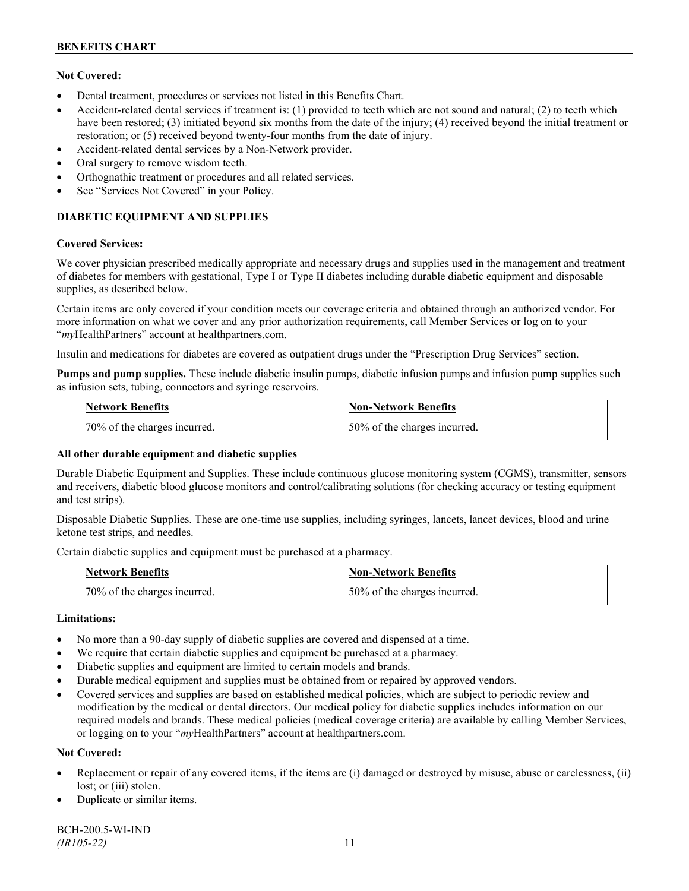**Not Covered:**

- Dental treatment, procedures or services not listed in this Benefits Chart.
- Accident-related dental services if treatment is: (1) provided to teeth which are not sound and natural; (2) to teeth which have been restored; (3) initiated beyond six months from the date of the injury; (4) received beyond the initial treatment or restoration; or (5) received beyond twenty-four months from the date of injury.
- Accident-related dental services by a Non-Network provider.
- Oral surgery to remove wisdom teeth.
- Orthognathic treatment or procedures and all related services.
- See "Services Not Covered" in your Policy.

## DIABETIC EQUIPMENT AND SUPPLIES

**Covered Services:**

We cover physician prescribed medically appropriate and necessary drugs and supplies used in the management and treatment of diabetes for members with gestational, Type I or Type II diabetes including durable diabetic equipment and disposable supplies, as described below.

Certain items are only covered if your condition meets our coverage criteria and obtained through an authorized vendor. For more information on what we cover and any prior authorization requirements, call Member Services or log on to your "*my*HealthPartners" account at healthpartners.com.

Insulin and medications for diabetes are covered as outpatient drugs under the "Prescription Drug Services" section.

**Pumps and pump supplies.** These include diabetic insulin pumps, diabetic infusion pumps and infusion pump supplies such as infusion sets, tubing, connectors and syringe reservoirs.

| Network Benefits | Non-Network Benefits |
|---|---|
| 70% of the charges incurred. | 50% of the charges incurred. |

**All other durable equipment and diabetic supplies**

Durable Diabetic Equipment and Supplies. These include continuous glucose monitoring system (CGMS), transmitter, sensors and receivers, diabetic blood glucose monitors and control/calibrating solutions (for checking accuracy or testing equipment and test strips).

Disposable Diabetic Supplies. These are one-time use supplies, including syringes, lancets, lancet devices, blood and urine ketone test strips, and needles.

Certain diabetic supplies and equipment must be purchased at a pharmacy.

| Network Benefits | Non-Network Benefits |
|---|---|
| 70% of the charges incurred. | 50% of the charges incurred. |

**Limitations:**

- No more than a 90-day supply of diabetic supplies are covered and dispensed at a time.
- We require that certain diabetic supplies and equipment be purchased at a pharmacy.
- Diabetic supplies and equipment are limited to certain models and brands.
- Durable medical equipment and supplies must be obtained from or repaired by approved vendors.
- Covered services and supplies are based on established medical policies, which are subject to periodic review and modification by the medical or dental directors. Our medical policy for diabetic supplies includes information on our required models and brands. These medical policies (medical coverage criteria) are available by calling Member Services, or logging on to your "*my*HealthPartners" account at healthpartners.com.

**Not Covered:**

- Replacement or repair of any covered items, if the items are (i) damaged or destroyed by misuse, abuse or carelessness, (ii) lost; or (iii) stolen.
- Duplicate or similar items.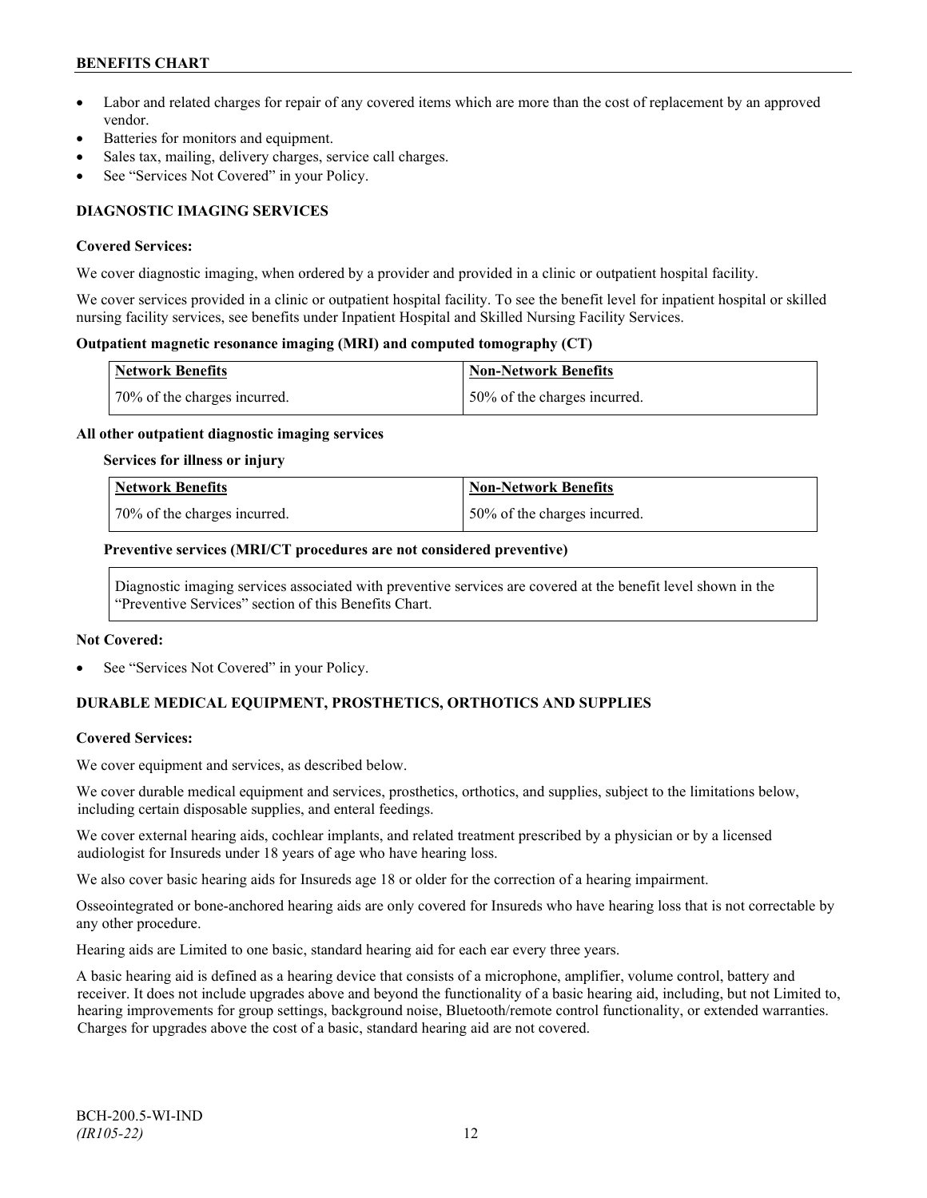- Labor and related charges for repair of any covered items which are more than the cost of replacement by an approved vendor.
- Batteries for monitors and equipment.
- Sales tax, mailing, delivery charges, service call charges.
- See "Services Not Covered" in your Policy.

## DIAGNOSTIC IMAGING SERVICES

**Covered Services:**

We cover diagnostic imaging, when ordered by a provider and provided in a clinic or outpatient hospital facility.

We cover services provided in a clinic or outpatient hospital facility. To see the benefit level for inpatient hospital or skilled nursing facility services, see benefits under Inpatient Hospital and Skilled Nursing Facility Services.

**Outpatient magnetic resonance imaging (MRI) and computed tomography (CT)**

| Network Benefits | Non-Network Benefits |
|---|---|
| 70% of the charges incurred. | 50% of the charges incurred. |

**All other outpatient diagnostic imaging services**

**Services for illness or injury**

| Network Benefits | Non-Network Benefits |
|---|---|
| 70% of the charges incurred. | 50% of the charges incurred. |

**Preventive services (MRI/CT procedures are not considered preventive)**

Diagnostic imaging services associated with preventive services are covered at the benefit level shown in the "Preventive Services" section of this Benefits Chart.

**Not Covered:**

- See "Services Not Covered" in your Policy.

## DURABLE MEDICAL EQUIPMENT, PROSTHETICS, ORTHOTICS AND SUPPLIES

**Covered Services:**

We cover equipment and services, as described below.

We cover durable medical equipment and services, prosthetics, orthotics, and supplies, subject to the limitations below, including certain disposable supplies, and enteral feedings.

We cover external hearing aids, cochlear implants, and related treatment prescribed by a physician or by a licensed audiologist for Insureds under 18 years of age who have hearing loss.

We also cover basic hearing aids for Insureds age 18 or older for the correction of a hearing impairment.

Osseointegrated or bone-anchored hearing aids are only covered for Insureds who have hearing loss that is not correctable by any other procedure.

Hearing aids are Limited to one basic, standard hearing aid for each ear every three years.

A basic hearing aid is defined as a hearing device that consists of a microphone, amplifier, volume control, battery and receiver. It does not include upgrades above and beyond the functionality of a basic hearing aid, including, but not Limited to, hearing improvements for group settings, background noise, Bluetooth/remote control functionality, or extended warranties. Charges for upgrades above the cost of a basic, standard hearing aid are not covered.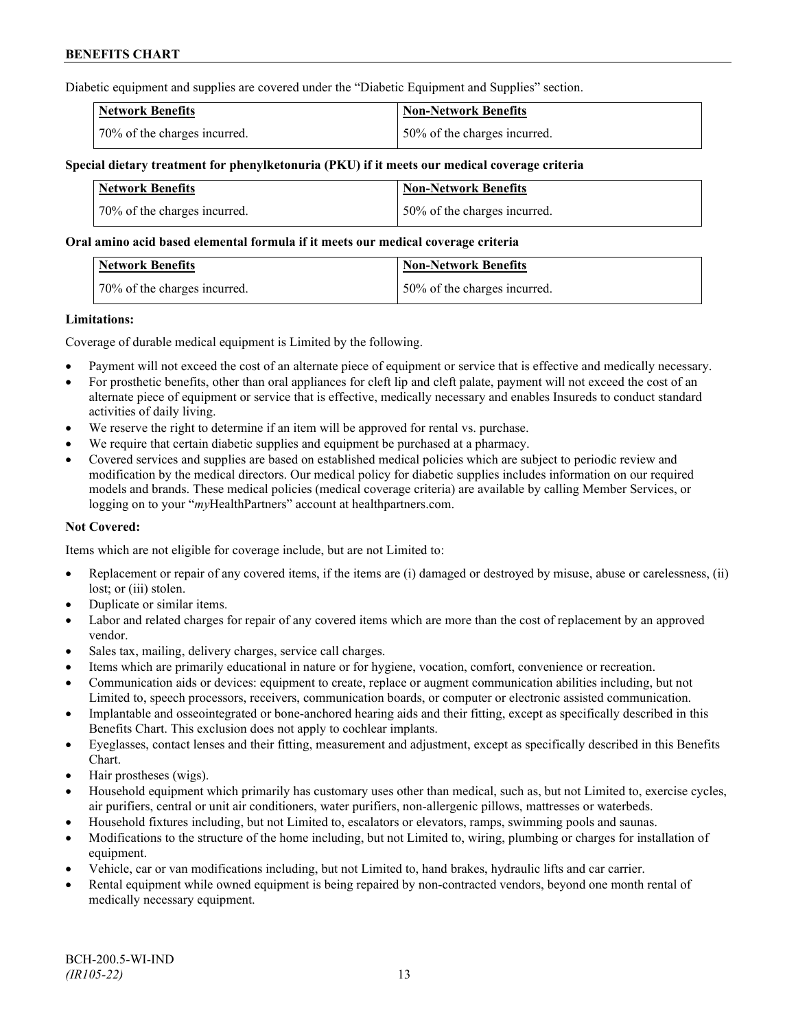Diabetic equipment and supplies are covered under the "Diabetic Equipment and Supplies" section.

| Network Benefits | Non-Network Benefits |
|---|---|
| 70% of the charges incurred. | 50% of the charges incurred. |

**Special dietary treatment for phenylketonuria (PKU) if it meets our medical coverage criteria**

| Network Benefits | Non-Network Benefits |
|---|---|
| 70% of the charges incurred. | 50% of the charges incurred. |

**Oral amino acid based elemental formula if it meets our medical coverage criteria**

| Network Benefits | Non-Network Benefits |
|---|---|
| 70% of the charges incurred. | 50% of the charges incurred. |

**Limitations:**

Coverage of durable medical equipment is Limited by the following.

- Payment will not exceed the cost of an alternate piece of equipment or service that is effective and medically necessary.
- For prosthetic benefits, other than oral appliances for cleft lip and cleft palate, payment will not exceed the cost of an alternate piece of equipment or service that is effective, medically necessary and enables Insureds to conduct standard activities of daily living.
- We reserve the right to determine if an item will be approved for rental vs. purchase.
- We require that certain diabetic supplies and equipment be purchased at a pharmacy.
- Covered services and supplies are based on established medical policies which are subject to periodic review and modification by the medical directors. Our medical policy for diabetic supplies includes information on our required models and brands. These medical policies (medical coverage criteria) are available by calling Member Services, or logging on to your "*my*HealthPartners" account at healthpartners.com.

**Not Covered:**

Items which are not eligible for coverage include, but are not Limited to:

- Replacement or repair of any covered items, if the items are (i) damaged or destroyed by misuse, abuse or carelessness, (ii) lost; or (iii) stolen.
- Duplicate or similar items.
- Labor and related charges for repair of any covered items which are more than the cost of replacement by an approved vendor.
- Sales tax, mailing, delivery charges, service call charges.
- Items which are primarily educational in nature or for hygiene, vocation, comfort, convenience or recreation.
- Communication aids or devices: equipment to create, replace or augment communication abilities including, but not Limited to, speech processors, receivers, communication boards, or computer or electronic assisted communication.
- Implantable and osseointegrated or bone-anchored hearing aids and their fitting, except as specifically described in this Benefits Chart. This exclusion does not apply to cochlear implants.
- Eyeglasses, contact lenses and their fitting, measurement and adjustment, except as specifically described in this Benefits Chart.
- Hair prostheses (wigs).
- Household equipment which primarily has customary uses other than medical, such as, but not Limited to, exercise cycles, air purifiers, central or unit air conditioners, water purifiers, non-allergenic pillows, mattresses or waterbeds.
- Household fixtures including, but not Limited to, escalators or elevators, ramps, swimming pools and saunas.
- Modifications to the structure of the home including, but not Limited to, wiring, plumbing or charges for installation of equipment.
- Vehicle, car or van modifications including, but not Limited to, hand brakes, hydraulic lifts and car carrier.
- Rental equipment while owned equipment is being repaired by non-contracted vendors, beyond one month rental of medically necessary equipment.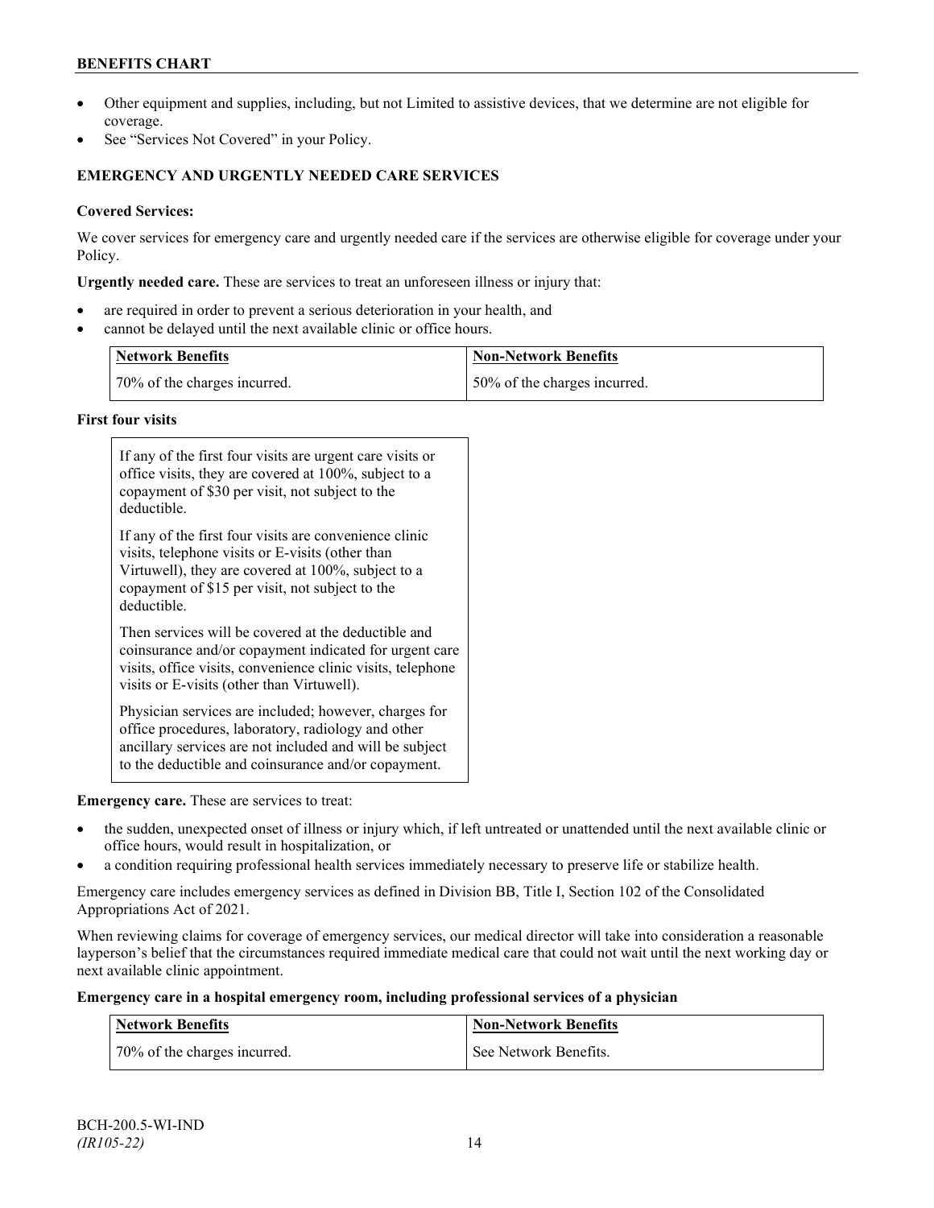- Other equipment and supplies, including, but not Limited to assistive devices, that we determine are not eligible for coverage.
- See "Services Not Covered" in your Policy.

### EMERGENCY AND URGENTLY NEEDED CARE SERVICES

**Covered Services:**

We cover services for emergency care and urgently needed care if the services are otherwise eligible for coverage under your Policy.

**Urgently needed care.** These are services to treat an unforeseen illness or injury that:

- are required in order to prevent a serious deterioration in your health, and
- cannot be delayed until the next available clinic or office hours.

| Network Benefits | Non-Network Benefits |
|---|---|
| 70% of the charges incurred. | 50% of the charges incurred. |

**First four visits**

| |
|---|
| If any of the first four visits are urgent care visits or office visits, they are covered at 100%, subject to a copayment of $30 per visit, not subject to the deductible. If any of the first four visits are convenience clinic visits, telephone visits or E-visits (other than Virtuwell), they are covered at 100%, subject to a copayment of $15 per visit, not subject to the deductible. Then services will be covered at the deductible and coinsurance and/or copayment indicated for urgent care visits, office visits, convenience clinic visits, telephone visits or E-visits (other than Virtuwell). Physician services are included; however, charges for office procedures, laboratory, radiology and other ancillary services are not included and will be subject to the deductible and coinsurance and/or copayment. |

**Emergency care.** These are services to treat:

- the sudden, unexpected onset of illness or injury which, if left untreated or unattended until the next available clinic or office hours, would result in hospitalization, or
- a condition requiring professional health services immediately necessary to preserve life or stabilize health.

Emergency care includes emergency services as defined in Division BB, Title I, Section 102 of the Consolidated Appropriations Act of 2021.

When reviewing claims for coverage of emergency services, our medical director will take into consideration a reasonable layperson's belief that the circumstances required immediate medical care that could not wait until the next working day or next available clinic appointment.

**Emergency care in a hospital emergency room, including professional services of a physician**

| Network Benefits | Non-Network Benefits |
|---|---|
| 70% of the charges incurred. | See Network Benefits. |

BCH-200.5-WI-IND
*(IR105-22)*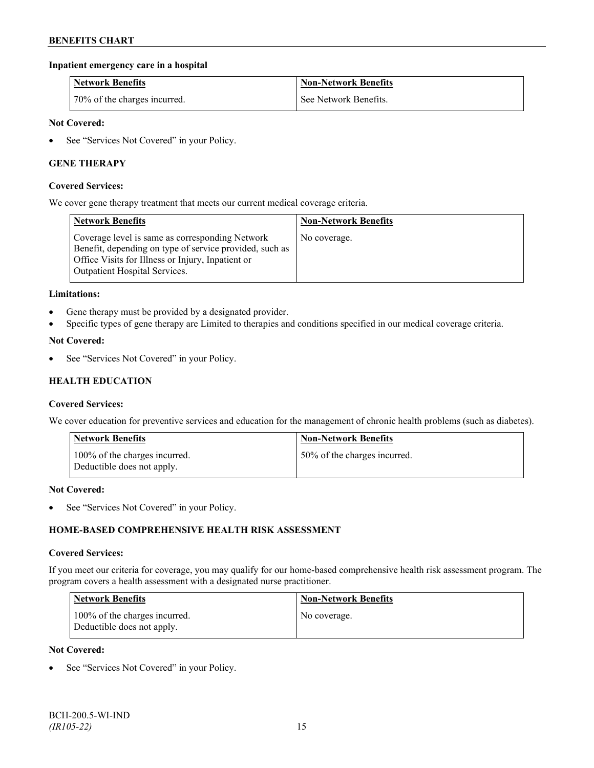**Inpatient emergency care in a hospital**

| Network Benefits | Non-Network Benefits |
| --- | --- |
| 70% of the charges incurred. | See Network Benefits. |

**Not Covered:**

- See "Services Not Covered" in your Policy.

### GENE THERAPY

**Covered Services:**

We cover gene therapy treatment that meets our current medical coverage criteria.

| Network Benefits | Non-Network Benefits |
| --- | --- |
| Coverage level is same as corresponding Network Benefit, depending on type of service provided, such as Office Visits for Illness or Injury, Inpatient or Outpatient Hospital Services. | No coverage. |

**Limitations:**

- Gene therapy must be provided by a designated provider.
- Specific types of gene therapy are Limited to therapies and conditions specified in our medical coverage criteria.

**Not Covered:**

- See "Services Not Covered" in your Policy.

### HEALTH EDUCATION

**Covered Services:**

We cover education for preventive services and education for the management of chronic health problems (such as diabetes).

| Network Benefits | Non-Network Benefits |
| --- | --- |
| 100% of the charges incurred. Deductible does not apply. | 50% of the charges incurred. |

**Not Covered:**

- See "Services Not Covered" in your Policy.

### HOME-BASED COMPREHENSIVE HEALTH RISK ASSESSMENT

**Covered Services:**

If you meet our criteria for coverage, you may qualify for our home-based comprehensive health risk assessment program. The program covers a health assessment with a designated nurse practitioner.

| Network Benefits | Non-Network Benefits |
| --- | --- |
| 100% of the charges incurred. Deductible does not apply. | No coverage. |

**Not Covered:**

- See "Services Not Covered" in your Policy.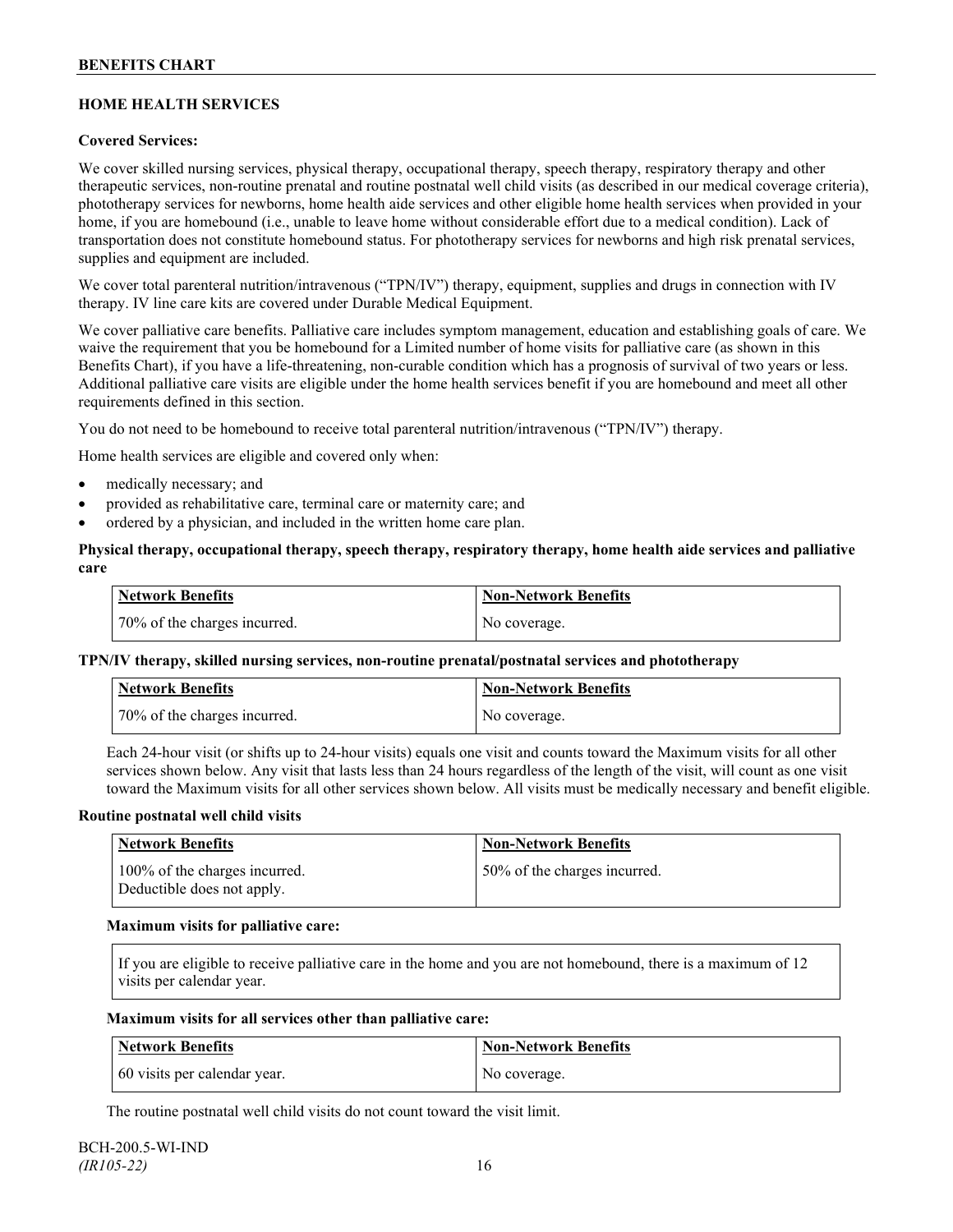## HOME HEALTH SERVICES

**Covered Services:**

We cover skilled nursing services, physical therapy, occupational therapy, speech therapy, respiratory therapy and other therapeutic services, non-routine prenatal and routine postnatal well child visits (as described in our medical coverage criteria), phototherapy services for newborns, home health aide services and other eligible home health services when provided in your home, if you are homebound (i.e., unable to leave home without considerable effort due to a medical condition). Lack of transportation does not constitute homebound status. For phototherapy services for newborns and high risk prenatal services, supplies and equipment are included.

We cover total parenteral nutrition/intravenous ("TPN/IV") therapy, equipment, supplies and drugs in connection with IV therapy. IV line care kits are covered under Durable Medical Equipment.

We cover palliative care benefits. Palliative care includes symptom management, education and establishing goals of care. We waive the requirement that you be homebound for a Limited number of home visits for palliative care (as shown in this Benefits Chart), if you have a life-threatening, non-curable condition which has a prognosis of survival of two years or less. Additional palliative care visits are eligible under the home health services benefit if you are homebound and meet all other requirements defined in this section.

You do not need to be homebound to receive total parenteral nutrition/intravenous ("TPN/IV") therapy.

Home health services are eligible and covered only when:

- medically necessary; and
- provided as rehabilitative care, terminal care or maternity care; and
- ordered by a physician, and included in the written home care plan.

**Physical therapy, occupational therapy, speech therapy, respiratory therapy, home health aide services and palliative care**

| Network Benefits | Non-Network Benefits |
|---|---|
| 70% of the charges incurred. | No coverage. |

**TPN/IV therapy, skilled nursing services, non-routine prenatal/postnatal services and phototherapy**

| Network Benefits | Non-Network Benefits |
|---|---|
| 70% of the charges incurred. | No coverage. |

Each 24-hour visit (or shifts up to 24-hour visits) equals one visit and counts toward the Maximum visits for all other services shown below. Any visit that lasts less than 24 hours regardless of the length of the visit, will count as one visit toward the Maximum visits for all other services shown below. All visits must be medically necessary and benefit eligible.

**Routine postnatal well child visits**

| Network Benefits | Non-Network Benefits |
|---|---|
| 100% of the charges incurred. Deductible does not apply. | 50% of the charges incurred. |

**Maximum visits for palliative care:**

If you are eligible to receive palliative care in the home and you are not homebound, there is a maximum of 12 visits per calendar year.

**Maximum visits for all services other than palliative care:**

| Network Benefits | Non-Network Benefits |
|---|---|
| 60 visits per calendar year. | No coverage. |

The routine postnatal well child visits do not count toward the visit limit.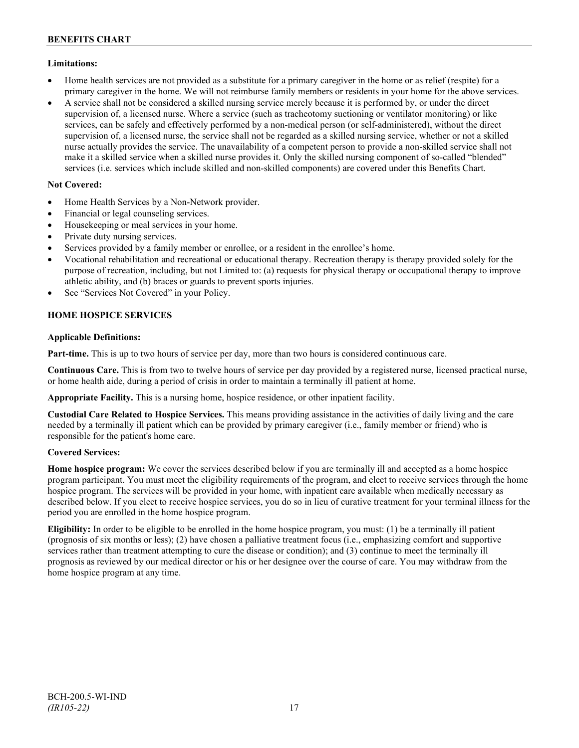**Limitations:**

- Home health services are not provided as a substitute for a primary caregiver in the home or as relief (respite) for a primary caregiver in the home. We will not reimburse family members or residents in your home for the above services.
- A service shall not be considered a skilled nursing service merely because it is performed by, or under the direct supervision of, a licensed nurse. Where a service (such as tracheotomy suctioning or ventilator monitoring) or like services, can be safely and effectively performed by a non-medical person (or self-administered), without the direct supervision of, a licensed nurse, the service shall not be regarded as a skilled nursing service, whether or not a skilled nurse actually provides the service. The unavailability of a competent person to provide a non-skilled service shall not make it a skilled service when a skilled nurse provides it. Only the skilled nursing component of so-called "blended" services (i.e. services which include skilled and non-skilled components) are covered under this Benefits Chart.

**Not Covered:**

- Home Health Services by a Non-Network provider.
- Financial or legal counseling services.
- Housekeeping or meal services in your home.
- Private duty nursing services.
- Services provided by a family member or enrollee, or a resident in the enrollee's home.
- Vocational rehabilitation and recreational or educational therapy. Recreation therapy is therapy provided solely for the purpose of recreation, including, but not Limited to: (a) requests for physical therapy or occupational therapy to improve athletic ability, and (b) braces or guards to prevent sports injuries.
- See "Services Not Covered" in your Policy.

## HOME HOSPICE SERVICES

**Applicable Definitions:**

**Part-time.** This is up to two hours of service per day, more than two hours is considered continuous care.

**Continuous Care.** This is from two to twelve hours of service per day provided by a registered nurse, licensed practical nurse, or home health aide, during a period of crisis in order to maintain a terminally ill patient at home.

**Appropriate Facility.** This is a nursing home, hospice residence, or other inpatient facility.

**Custodial Care Related to Hospice Services.** This means providing assistance in the activities of daily living and the care needed by a terminally ill patient which can be provided by primary caregiver (i.e., family member or friend) who is responsible for the patient's home care.

**Covered Services:**

**Home hospice program:** We cover the services described below if you are terminally ill and accepted as a home hospice program participant. You must meet the eligibility requirements of the program, and elect to receive services through the home hospice program. The services will be provided in your home, with inpatient care available when medically necessary as described below. If you elect to receive hospice services, you do so in lieu of curative treatment for your terminal illness for the period you are enrolled in the home hospice program.

**Eligibility:** In order to be eligible to be enrolled in the home hospice program, you must: (1) be a terminally ill patient (prognosis of six months or less); (2) have chosen a palliative treatment focus (i.e., emphasizing comfort and supportive services rather than treatment attempting to cure the disease or condition); and (3) continue to meet the terminally ill prognosis as reviewed by our medical director or his or her designee over the course of care. You may withdraw from the home hospice program at any time.

BCH-200.5-WI-IND
*(IR105-22)*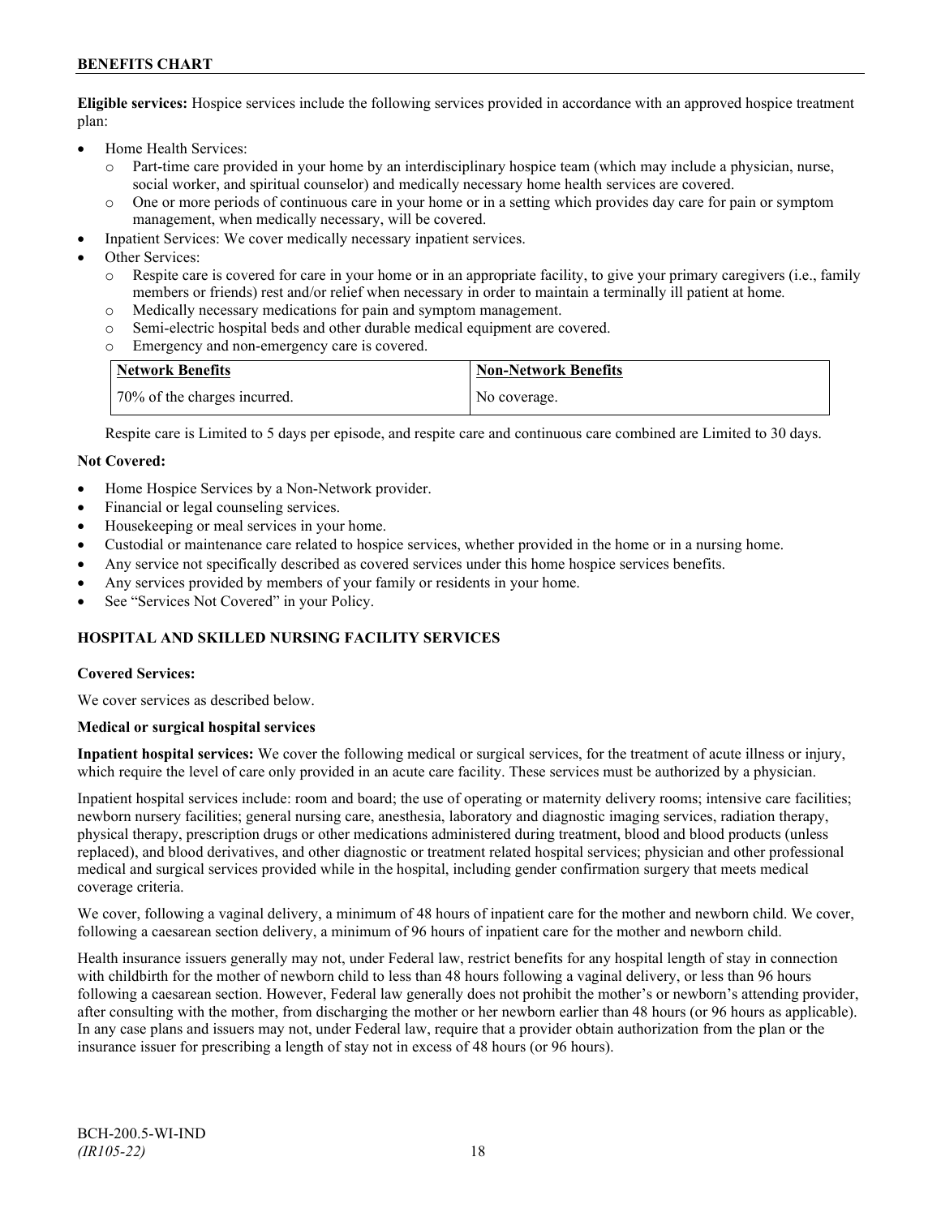**Eligible services:** Hospice services include the following services provided in accordance with an approved hospice treatment plan:

- Home Health Services:
  - Part-time care provided in your home by an interdisciplinary hospice team (which may include a physician, nurse, social worker, and spiritual counselor) and medically necessary home health services are covered.
  - One or more periods of continuous care in your home or in a setting which provides day care for pain or symptom management, when medically necessary, will be covered.
- Inpatient Services: We cover medically necessary inpatient services.
- Other Services:
  - Respite care is covered for care in your home or in an appropriate facility, to give your primary caregivers (i.e., family members or friends) rest and/or relief when necessary in order to maintain a terminally ill patient at home.
  - Medically necessary medications for pain and symptom management.
  - Semi-electric hospital beds and other durable medical equipment are covered.
  - Emergency and non-emergency care is covered.

| Network Benefits | Non-Network Benefits |
| --- | --- |
| 70% of the charges incurred. | No coverage. |

Respite care is Limited to 5 days per episode, and respite care and continuous care combined are Limited to 30 days.

**Not Covered:**

- Home Hospice Services by a Non-Network provider.
- Financial or legal counseling services.
- Housekeeping or meal services in your home.
- Custodial or maintenance care related to hospice services, whether provided in the home or in a nursing home.
- Any service not specifically described as covered services under this home hospice services benefits.
- Any services provided by members of your family or residents in your home.
- See "Services Not Covered" in your Policy.

## HOSPITAL AND SKILLED NURSING FACILITY SERVICES

**Covered Services:**

We cover services as described below.

**Medical or surgical hospital services**

**Inpatient hospital services:** We cover the following medical or surgical services, for the treatment of acute illness or injury, which require the level of care only provided in an acute care facility. These services must be authorized by a physician.

Inpatient hospital services include: room and board; the use of operating or maternity delivery rooms; intensive care facilities; newborn nursery facilities; general nursing care, anesthesia, laboratory and diagnostic imaging services, radiation therapy, physical therapy, prescription drugs or other medications administered during treatment, blood and blood products (unless replaced), and blood derivatives, and other diagnostic or treatment related hospital services; physician and other professional medical and surgical services provided while in the hospital, including gender confirmation surgery that meets medical coverage criteria.

We cover, following a vaginal delivery, a minimum of 48 hours of inpatient care for the mother and newborn child. We cover, following a caesarean section delivery, a minimum of 96 hours of inpatient care for the mother and newborn child.

Health insurance issuers generally may not, under Federal law, restrict benefits for any hospital length of stay in connection with childbirth for the mother of newborn child to less than 48 hours following a vaginal delivery, or less than 96 hours following a caesarean section. However, Federal law generally does not prohibit the mother's or newborn's attending provider, after consulting with the mother, from discharging the mother or her newborn earlier than 48 hours (or 96 hours as applicable). In any case plans and issuers may not, under Federal law, require that a provider obtain authorization from the plan or the insurance issuer for prescribing a length of stay not in excess of 48 hours (or 96 hours).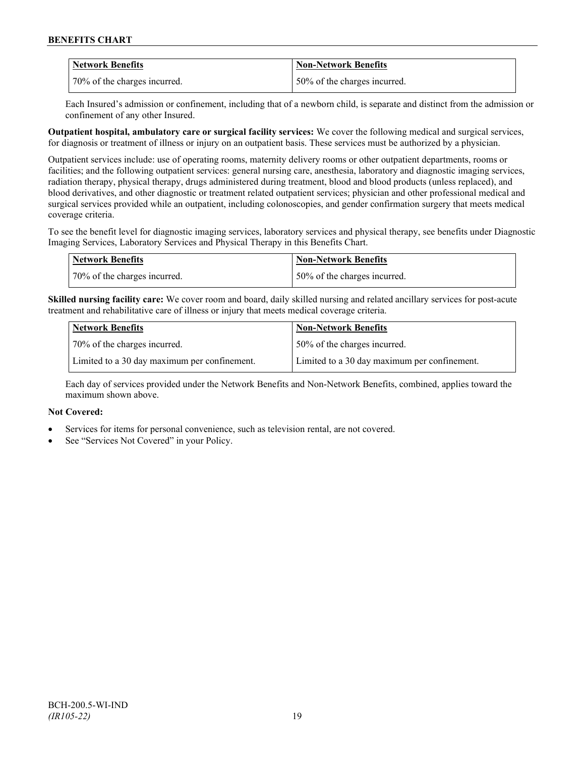| Network Benefits | Non-Network Benefits |
| --- | --- |
| 70% of the charges incurred. | 50% of the charges incurred. |

Each Insured's admission or confinement, including that of a newborn child, is separate and distinct from the admission or confinement of any other Insured.

**Outpatient hospital, ambulatory care or surgical facility services:** We cover the following medical and surgical services, for diagnosis or treatment of illness or injury on an outpatient basis. These services must be authorized by a physician.

Outpatient services include: use of operating rooms, maternity delivery rooms or other outpatient departments, rooms or facilities; and the following outpatient services: general nursing care, anesthesia, laboratory and diagnostic imaging services, radiation therapy, physical therapy, drugs administered during treatment, blood and blood products (unless replaced), and blood derivatives, and other diagnostic or treatment related outpatient services; physician and other professional medical and surgical services provided while an outpatient, including colonoscopies, and gender confirmation surgery that meets medical coverage criteria.

To see the benefit level for diagnostic imaging services, laboratory services and physical therapy, see benefits under Diagnostic Imaging Services, Laboratory Services and Physical Therapy in this Benefits Chart.

| Network Benefits | Non-Network Benefits |
| --- | --- |
| 70% of the charges incurred. | 50% of the charges incurred. |

**Skilled nursing facility care:** We cover room and board, daily skilled nursing and related ancillary services for post-acute treatment and rehabilitative care of illness or injury that meets medical coverage criteria.

| Network Benefits | Non-Network Benefits |
| --- | --- |
| 70% of the charges incurred. | 50% of the charges incurred. |
| Limited to a 30 day maximum per confinement. | Limited to a 30 day maximum per confinement. |

Each day of services provided under the Network Benefits and Non-Network Benefits, combined, applies toward the maximum shown above.

**Not Covered:**

- Services for items for personal convenience, such as television rental, are not covered.
- See "Services Not Covered" in your Policy.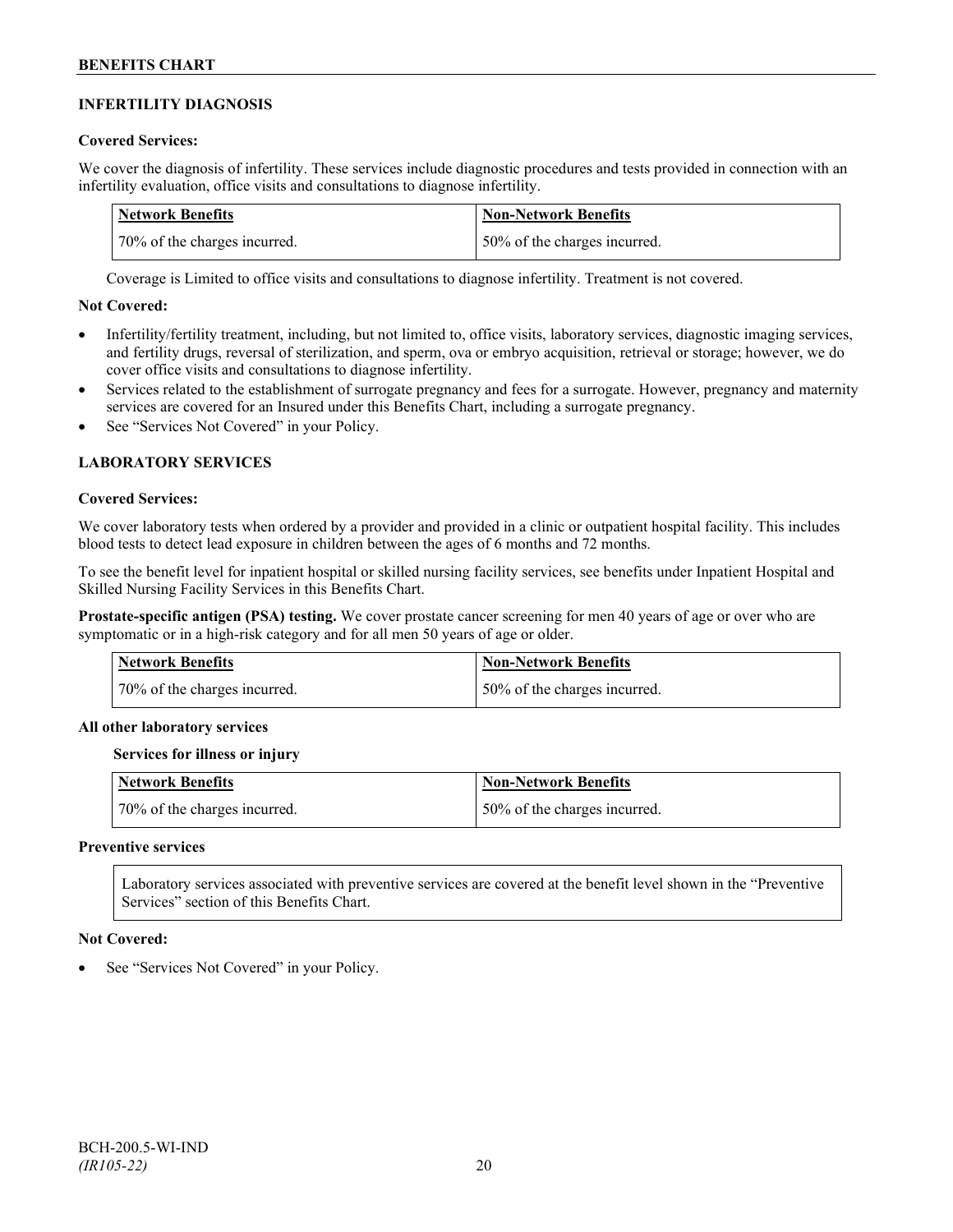## INFERTILITY DIAGNOSIS

**Covered Services:**

We cover the diagnosis of infertility. These services include diagnostic procedures and tests provided in connection with an infertility evaluation, office visits and consultations to diagnose infertility.

| Network Benefits | Non-Network Benefits |
|---|---|
| 70% of the charges incurred. | 50% of the charges incurred. |

Coverage is Limited to office visits and consultations to diagnose infertility. Treatment is not covered.

**Not Covered:**

- Infertility/fertility treatment, including, but not limited to, office visits, laboratory services, diagnostic imaging services, and fertility drugs, reversal of sterilization, and sperm, ova or embryo acquisition, retrieval or storage; however, we do cover office visits and consultations to diagnose infertility.
- Services related to the establishment of surrogate pregnancy and fees for a surrogate. However, pregnancy and maternity services are covered for an Insured under this Benefits Chart, including a surrogate pregnancy.
- See "Services Not Covered" in your Policy.

## LABORATORY SERVICES

**Covered Services:**

We cover laboratory tests when ordered by a provider and provided in a clinic or outpatient hospital facility. This includes blood tests to detect lead exposure in children between the ages of 6 months and 72 months.

To see the benefit level for inpatient hospital or skilled nursing facility services, see benefits under Inpatient Hospital and Skilled Nursing Facility Services in this Benefits Chart.

**Prostate-specific antigen (PSA) testing.** We cover prostate cancer screening for men 40 years of age or over who are symptomatic or in a high-risk category and for all men 50 years of age or older.

| Network Benefits | Non-Network Benefits |
|---|---|
| 70% of the charges incurred. | 50% of the charges incurred. |

**All other laboratory services**

**Services for illness or injury**

| Network Benefits | Non-Network Benefits |
|---|---|
| 70% of the charges incurred. | 50% of the charges incurred. |

**Preventive services**

Laboratory services associated with preventive services are covered at the benefit level shown in the "Preventive Services" section of this Benefits Chart.

**Not Covered:**

- See "Services Not Covered" in your Policy.

BCH-200.5-WI-IND
*(IR105-22)*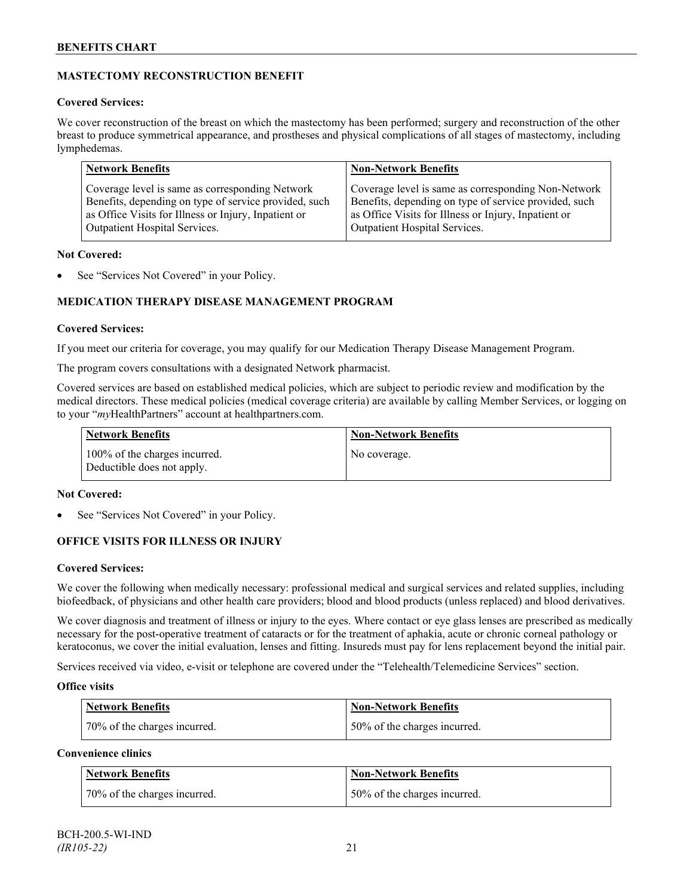## MASTECTOMY RECONSTRUCTION BENEFIT

**Covered Services:**

We cover reconstruction of the breast on which the mastectomy has been performed; surgery and reconstruction of the other breast to produce symmetrical appearance, and prostheses and physical complications of all stages of mastectomy, including lymphedemas.

| Network Benefits | Non-Network Benefits |
|---|---|
| Coverage level is same as corresponding Network Benefits, depending on type of service provided, such as Office Visits for Illness or Injury, Inpatient or Outpatient Hospital Services. | Coverage level is same as corresponding Non-Network Benefits, depending on type of service provided, such as Office Visits for Illness or Injury, Inpatient or Outpatient Hospital Services. |

**Not Covered:**

- See "Services Not Covered" in your Policy.

## MEDICATION THERAPY DISEASE MANAGEMENT PROGRAM

**Covered Services:**

If you meet our criteria for coverage, you may qualify for our Medication Therapy Disease Management Program.

The program covers consultations with a designated Network pharmacist.

Covered services are based on established medical policies, which are subject to periodic review and modification by the medical directors. These medical policies (medical coverage criteria) are available by calling Member Services, or logging on to your "*my*HealthPartners" account at healthpartners.com.

| Network Benefits | Non-Network Benefits |
|---|---|
| 100% of the charges incurred. Deductible does not apply. | No coverage. |

**Not Covered:**

- See "Services Not Covered" in your Policy.

## OFFICE VISITS FOR ILLNESS OR INJURY

**Covered Services:**

We cover the following when medically necessary: professional medical and surgical services and related supplies, including biofeedback, of physicians and other health care providers; blood and blood products (unless replaced) and blood derivatives.

We cover diagnosis and treatment of illness or injury to the eyes. Where contact or eye glass lenses are prescribed as medically necessary for the post-operative treatment of cataracts or for the treatment of aphakia, acute or chronic corneal pathology or keratoconus, we cover the initial evaluation, lenses and fitting. Insureds must pay for lens replacement beyond the initial pair.

Services received via video, e-visit or telephone are covered under the "Telehealth/Telemedicine Services" section.

**Office visits**

| Network Benefits | Non-Network Benefits |
|---|---|
| 70% of the charges incurred. | 50% of the charges incurred. |

**Convenience clinics**

| Network Benefits | Non-Network Benefits |
|---|---|
| 70% of the charges incurred. | 50% of the charges incurred. |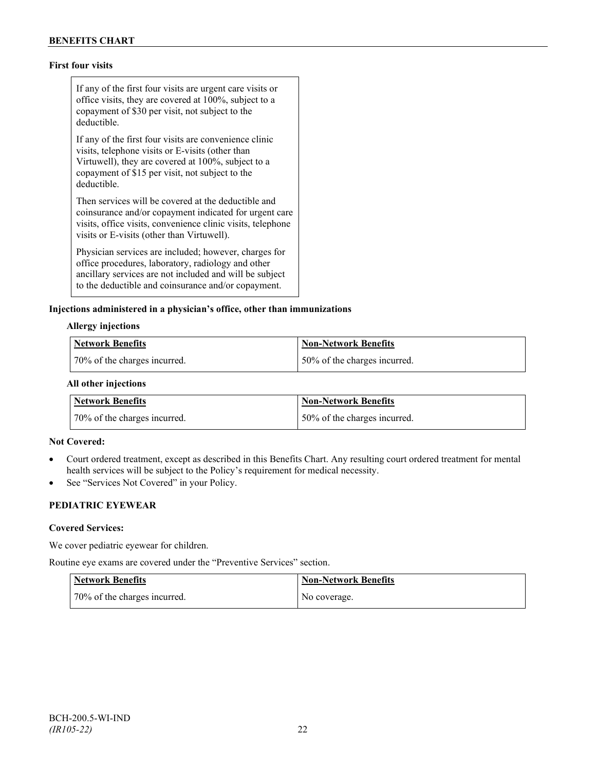**First four visits**

If any of the first four visits are urgent care visits or office visits, they are covered at 100%, subject to a copayment of $30 per visit, not subject to the deductible.

If any of the first four visits are convenience clinic visits, telephone visits or E-visits (other than Virtuwell), they are covered at 100%, subject to a copayment of $15 per visit, not subject to the deductible.

Then services will be covered at the deductible and coinsurance and/or copayment indicated for urgent care visits, office visits, convenience clinic visits, telephone visits or E-visits (other than Virtuwell).

Physician services are included; however, charges for office procedures, laboratory, radiology and other ancillary services are not included and will be subject to the deductible and coinsurance and/or copayment.

**Injections administered in a physician's office, other than immunizations**

**Allergy injections**

| Network Benefits | Non-Network Benefits |
|---|---|
| 70% of the charges incurred. | 50% of the charges incurred. |

**All other injections**

| Network Benefits | Non-Network Benefits |
|---|---|
| 70% of the charges incurred. | 50% of the charges incurred. |

**Not Covered:**

- Court ordered treatment, except as described in this Benefits Chart. Any resulting court ordered treatment for mental health services will be subject to the Policy's requirement for medical necessity.
- See "Services Not Covered" in your Policy.

**PEDIATRIC EYEWEAR**

**Covered Services:**

We cover pediatric eyewear for children.

Routine eye exams are covered under the "Preventive Services" section.

| Network Benefits | Non-Network Benefits |
|---|---|
| 70% of the charges incurred. | No coverage. |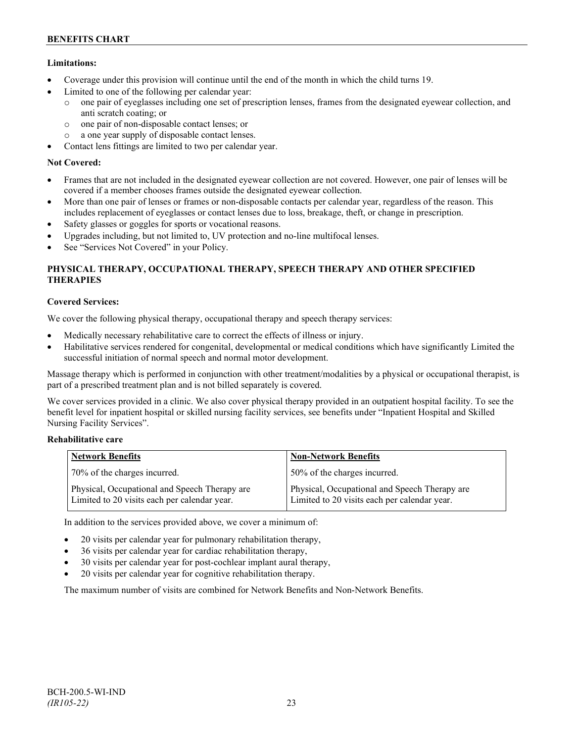**Limitations:**

- Coverage under this provision will continue until the end of the month in which the child turns 19.
- Limited to one of the following per calendar year:
  - one pair of eyeglasses including one set of prescription lenses, frames from the designated eyewear collection, and anti scratch coating; or
  - one pair of non-disposable contact lenses; or
  - a one year supply of disposable contact lenses.
- Contact lens fittings are limited to two per calendar year.

**Not Covered:**

- Frames that are not included in the designated eyewear collection are not covered. However, one pair of lenses will be covered if a member chooses frames outside the designated eyewear collection.
- More than one pair of lenses or frames or non-disposable contacts per calendar year, regardless of the reason. This includes replacement of eyeglasses or contact lenses due to loss, breakage, theft, or change in prescription.
- Safety glasses or goggles for sports or vocational reasons.
- Upgrades including, but not limited to, UV protection and no-line multifocal lenses.
- See "Services Not Covered" in your Policy.

## PHYSICAL THERAPY, OCCUPATIONAL THERAPY, SPEECH THERAPY AND OTHER SPECIFIED THERAPIES

**Covered Services:**

We cover the following physical therapy, occupational therapy and speech therapy services:

- Medically necessary rehabilitative care to correct the effects of illness or injury.
- Habilitative services rendered for congenital, developmental or medical conditions which have significantly Limited the successful initiation of normal speech and normal motor development.

Massage therapy which is performed in conjunction with other treatment/modalities by a physical or occupational therapist, is part of a prescribed treatment plan and is not billed separately is covered.

We cover services provided in a clinic. We also cover physical therapy provided in an outpatient hospital facility. To see the benefit level for inpatient hospital or skilled nursing facility services, see benefits under "Inpatient Hospital and Skilled Nursing Facility Services".

**Rehabilitative care**

| Network Benefits | Non-Network Benefits |
|---|---|
| 70% of the charges incurred. | 50% of the charges incurred. |
| Physical, Occupational and Speech Therapy are Limited to 20 visits each per calendar year. | Physical, Occupational and Speech Therapy are Limited to 20 visits each per calendar year. |

In addition to the services provided above, we cover a minimum of:

- 20 visits per calendar year for pulmonary rehabilitation therapy,
- 36 visits per calendar year for cardiac rehabilitation therapy,
- 30 visits per calendar year for post-cochlear implant aural therapy,
- 20 visits per calendar year for cognitive rehabilitation therapy.

The maximum number of visits are combined for Network Benefits and Non-Network Benefits.

BCH-200.5-WI-IND
*(IR105-22)*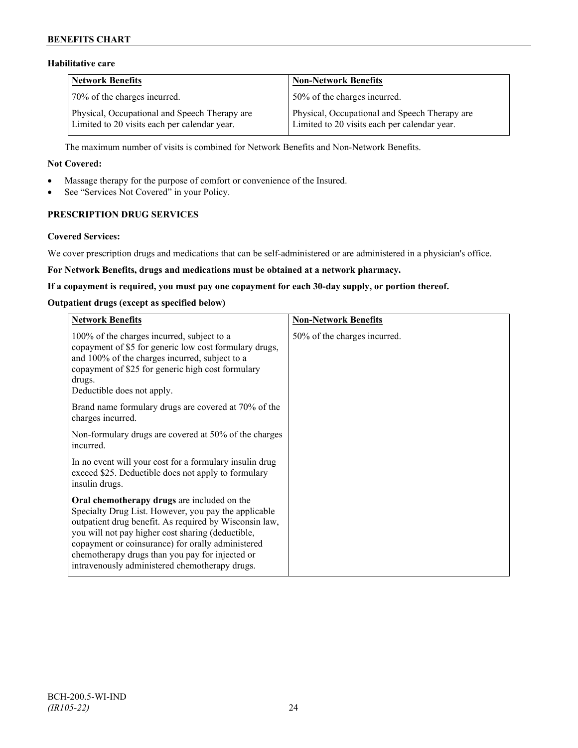### Habilitative care

| Network Benefits | Non-Network Benefits |
| --- | --- |
| 70% of the charges incurred. | 50% of the charges incurred. |
| Physical, Occupational and Speech Therapy are Limited to 20 visits each per calendar year. | Physical, Occupational and Speech Therapy are Limited to 20 visits each per calendar year. |

The maximum number of visits is combined for Network Benefits and Non-Network Benefits.

**Not Covered:**

- Massage therapy for the purpose of comfort or convenience of the Insured.
- See "Services Not Covered" in your Policy.

## PRESCRIPTION DRUG SERVICES

**Covered Services:**

We cover prescription drugs and medications that can be self-administered or are administered in a physician's office.

**For Network Benefits, drugs and medications must be obtained at a network pharmacy.**

**If a copayment is required, you must pay one copayment for each 30-day supply, or portion thereof.**

**Outpatient drugs (except as specified below)**

| Network Benefits | Non-Network Benefits |
| --- | --- |
| 100% of the charges incurred, subject to a copayment of $5 for generic low cost formulary drugs, and 100% of the charges incurred, subject to a copayment of $25 for generic high cost formulary drugs.<br>Deductible does not apply.<br><br>Brand name formulary drugs are covered at 70% of the charges incurred.<br><br>Non-formulary drugs are covered at 50% of the charges incurred.<br><br>In no event will your cost for a formulary insulin drug exceed $25. Deductible does not apply to formulary insulin drugs.<br><br>**Oral chemotherapy drugs** are included on the Specialty Drug List. However, you pay the applicable outpatient drug benefit. As required by Wisconsin law, you will not pay higher cost sharing (deductible, copayment or coinsurance) for orally administered chemotherapy drugs than you pay for injected or intravenously administered chemotherapy drugs. | 50% of the charges incurred. |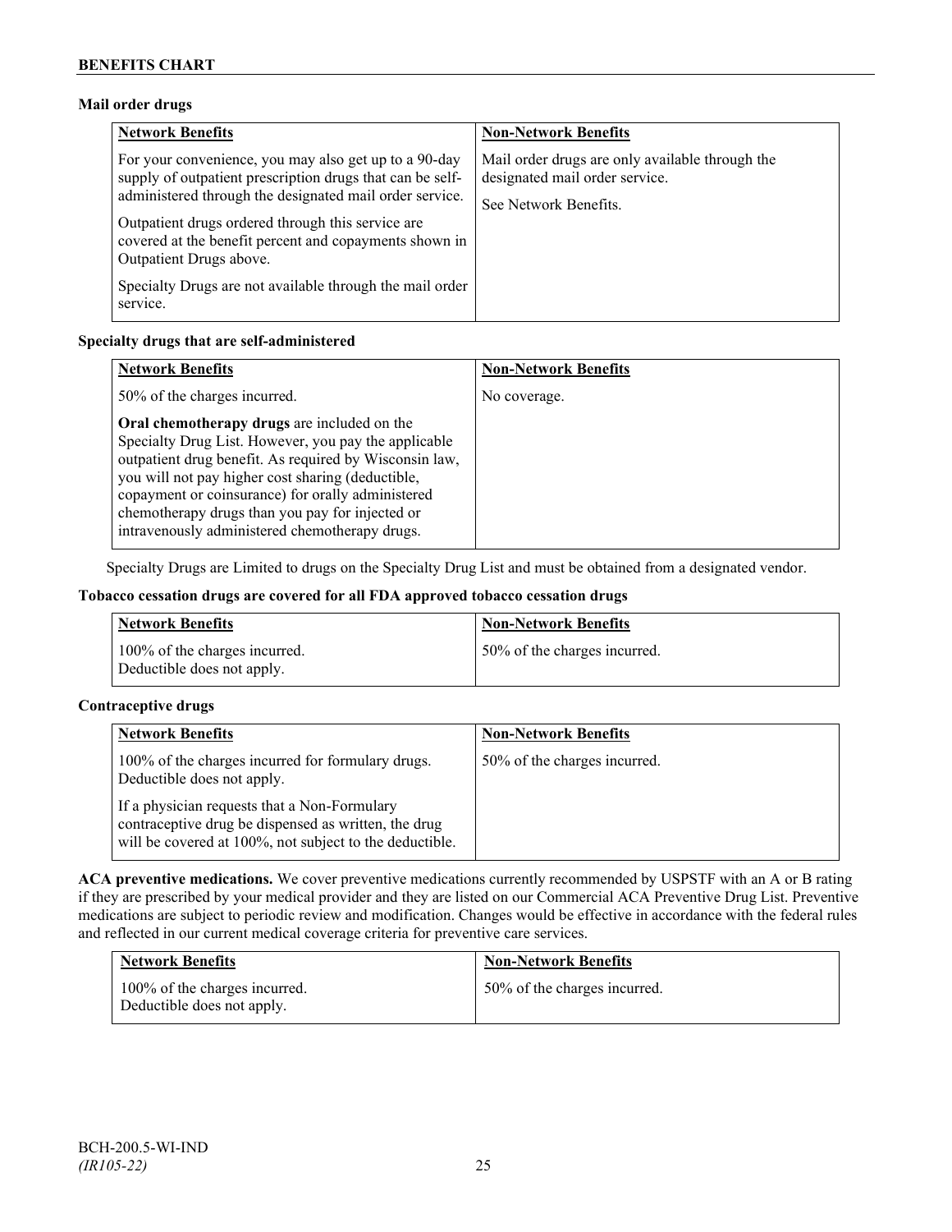**Mail order drugs**

| Network Benefits | Non-Network Benefits |
|---|---|
| For your convenience, you may also get up to a 90-day supply of outpatient prescription drugs that can be self-administered through the designated mail order service.<br><br>Outpatient drugs ordered through this service are covered at the benefit percent and copayments shown in Outpatient Drugs above.<br><br>Specialty Drugs are not available through the mail order service. | Mail order drugs are only available through the designated mail order service.<br><br>See Network Benefits. |

**Specialty drugs that are self-administered**

| Network Benefits | Non-Network Benefits |
|---|---|
| 50% of the charges incurred.<br><br>**Oral chemotherapy drugs** are included on the Specialty Drug List. However, you pay the applicable outpatient drug benefit. As required by Wisconsin law, you will not pay higher cost sharing (deductible, copayment or coinsurance) for orally administered chemotherapy drugs than you pay for injected or intravenously administered chemotherapy drugs. | No coverage. |

Specialty Drugs are Limited to drugs on the Specialty Drug List and must be obtained from a designated vendor.

**Tobacco cessation drugs are covered for all FDA approved tobacco cessation drugs**

| Network Benefits | Non-Network Benefits |
|---|---|
| 100% of the charges incurred.<br>Deductible does not apply. | 50% of the charges incurred. |

**Contraceptive drugs**

| Network Benefits | Non-Network Benefits |
|---|---|
| 100% of the charges incurred for formulary drugs. Deductible does not apply.<br><br>If a physician requests that a Non-Formulary contraceptive drug be dispensed as written, the drug will be covered at 100%, not subject to the deductible. | 50% of the charges incurred. |

**ACA preventive medications.** We cover preventive medications currently recommended by USPSTF with an A or B rating if they are prescribed by your medical provider and they are listed on our Commercial ACA Preventive Drug List. Preventive medications are subject to periodic review and modification. Changes would be effective in accordance with the federal rules and reflected in our current medical coverage criteria for preventive care services.

| Network Benefits | Non-Network Benefits |
|---|---|
| 100% of the charges incurred.<br>Deductible does not apply. | 50% of the charges incurred. |

BCH-200.5-WI-IND
*(IR105-22)*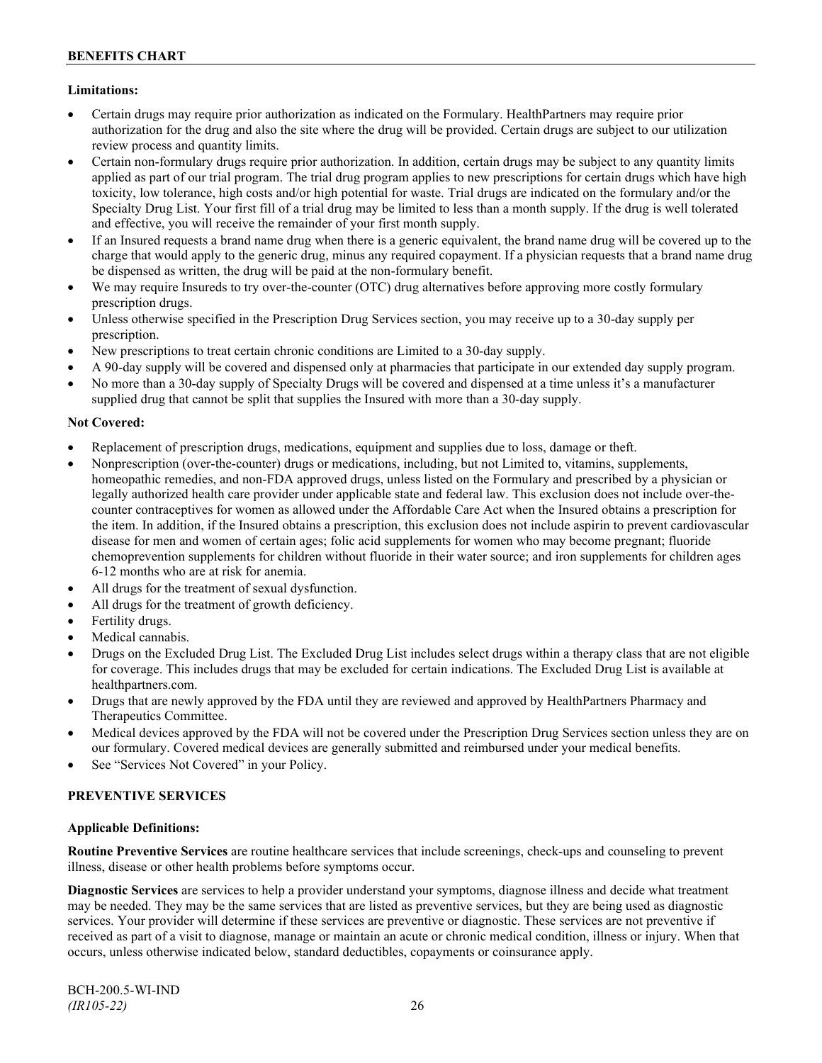**Limitations:**

- Certain drugs may require prior authorization as indicated on the Formulary. HealthPartners may require prior authorization for the drug and also the site where the drug will be provided. Certain drugs are subject to our utilization review process and quantity limits.
- Certain non-formulary drugs require prior authorization. In addition, certain drugs may be subject to any quantity limits applied as part of our trial program. The trial drug program applies to new prescriptions for certain drugs which have high toxicity, low tolerance, high costs and/or high potential for waste. Trial drugs are indicated on the formulary and/or the Specialty Drug List. Your first fill of a trial drug may be limited to less than a month supply. If the drug is well tolerated and effective, you will receive the remainder of your first month supply.
- If an Insured requests a brand name drug when there is a generic equivalent, the brand name drug will be covered up to the charge that would apply to the generic drug, minus any required copayment. If a physician requests that a brand name drug be dispensed as written, the drug will be paid at the non-formulary benefit.
- We may require Insureds to try over-the-counter (OTC) drug alternatives before approving more costly formulary prescription drugs.
- Unless otherwise specified in the Prescription Drug Services section, you may receive up to a 30-day supply per prescription.
- New prescriptions to treat certain chronic conditions are Limited to a 30-day supply.
- A 90-day supply will be covered and dispensed only at pharmacies that participate in our extended day supply program.
- No more than a 30-day supply of Specialty Drugs will be covered and dispensed at a time unless it's a manufacturer supplied drug that cannot be split that supplies the Insured with more than a 30-day supply.

**Not Covered:**

- Replacement of prescription drugs, medications, equipment and supplies due to loss, damage or theft.
- Nonprescription (over-the-counter) drugs or medications, including, but not Limited to, vitamins, supplements, homeopathic remedies, and non-FDA approved drugs, unless listed on the Formulary and prescribed by a physician or legally authorized health care provider under applicable state and federal law. This exclusion does not include over-the-counter contraceptives for women as allowed under the Affordable Care Act when the Insured obtains a prescription for the item. In addition, if the Insured obtains a prescription, this exclusion does not include aspirin to prevent cardiovascular disease for men and women of certain ages; folic acid supplements for women who may become pregnant; fluoride chemoprevention supplements for children without fluoride in their water source; and iron supplements for children ages 6-12 months who are at risk for anemia.
- All drugs for the treatment of sexual dysfunction.
- All drugs for the treatment of growth deficiency.
- Fertility drugs.
- Medical cannabis.
- Drugs on the Excluded Drug List. The Excluded Drug List includes select drugs within a therapy class that are not eligible for coverage. This includes drugs that may be excluded for certain indications. The Excluded Drug List is available at healthpartners.com.
- Drugs that are newly approved by the FDA until they are reviewed and approved by HealthPartners Pharmacy and Therapeutics Committee.
- Medical devices approved by the FDA will not be covered under the Prescription Drug Services section unless they are on our formulary. Covered medical devices are generally submitted and reimbursed under your medical benefits.
- See "Services Not Covered" in your Policy.

## PREVENTIVE SERVICES

**Applicable Definitions:**

**Routine Preventive Services** are routine healthcare services that include screenings, check-ups and counseling to prevent illness, disease or other health problems before symptoms occur.

**Diagnostic Services** are services to help a provider understand your symptoms, diagnose illness and decide what treatment may be needed. They may be the same services that are listed as preventive services, but they are being used as diagnostic services. Your provider will determine if these services are preventive or diagnostic. These services are not preventive if received as part of a visit to diagnose, manage or maintain an acute or chronic medical condition, illness or injury. When that occurs, unless otherwise indicated below, standard deductibles, copayments or coinsurance apply.

BCH-200.5-WI-IND
*(IR105-22)*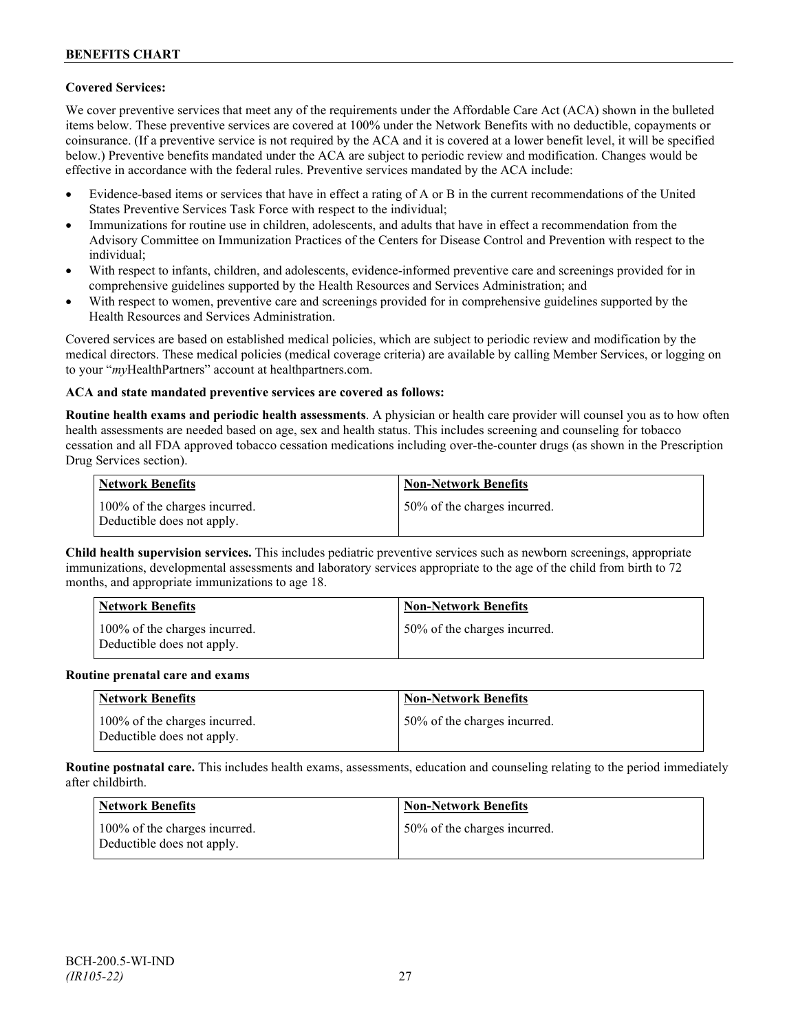**Covered Services:**

We cover preventive services that meet any of the requirements under the Affordable Care Act (ACA) shown in the bulleted items below. These preventive services are covered at 100% under the Network Benefits with no deductible, copayments or coinsurance. (If a preventive service is not required by the ACA and it is covered at a lower benefit level, it will be specified below.) Preventive benefits mandated under the ACA are subject to periodic review and modification. Changes would be effective in accordance with the federal rules. Preventive services mandated by the ACA include:

- Evidence-based items or services that have in effect a rating of A or B in the current recommendations of the United States Preventive Services Task Force with respect to the individual;
- Immunizations for routine use in children, adolescents, and adults that have in effect a recommendation from the Advisory Committee on Immunization Practices of the Centers for Disease Control and Prevention with respect to the individual;
- With respect to infants, children, and adolescents, evidence-informed preventive care and screenings provided for in comprehensive guidelines supported by the Health Resources and Services Administration; and
- With respect to women, preventive care and screenings provided for in comprehensive guidelines supported by the Health Resources and Services Administration.

Covered services are based on established medical policies, which are subject to periodic review and modification by the medical directors. These medical policies (medical coverage criteria) are available by calling Member Services, or logging on to your "*my*HealthPartners" account at healthpartners.com.

**ACA and state mandated preventive services are covered as follows:**

**Routine health exams and periodic health assessments**. A physician or health care provider will counsel you as to how often health assessments are needed based on age, sex and health status. This includes screening and counseling for tobacco cessation and all FDA approved tobacco cessation medications including over-the-counter drugs (as shown in the Prescription Drug Services section).

| Network Benefits | Non-Network Benefits |
|---|---|
| 100% of the charges incurred. Deductible does not apply. | 50% of the charges incurred. |

**Child health supervision services.** This includes pediatric preventive services such as newborn screenings, appropriate immunizations, developmental assessments and laboratory services appropriate to the age of the child from birth to 72 months, and appropriate immunizations to age 18.

| Network Benefits | Non-Network Benefits |
|---|---|
| 100% of the charges incurred. Deductible does not apply. | 50% of the charges incurred. |

**Routine prenatal care and exams**

| Network Benefits | Non-Network Benefits |
|---|---|
| 100% of the charges incurred. Deductible does not apply. | 50% of the charges incurred. |

**Routine postnatal care.** This includes health exams, assessments, education and counseling relating to the period immediately after childbirth.

| Network Benefits | Non-Network Benefits |
|---|---|
| 100% of the charges incurred. Deductible does not apply. | 50% of the charges incurred. |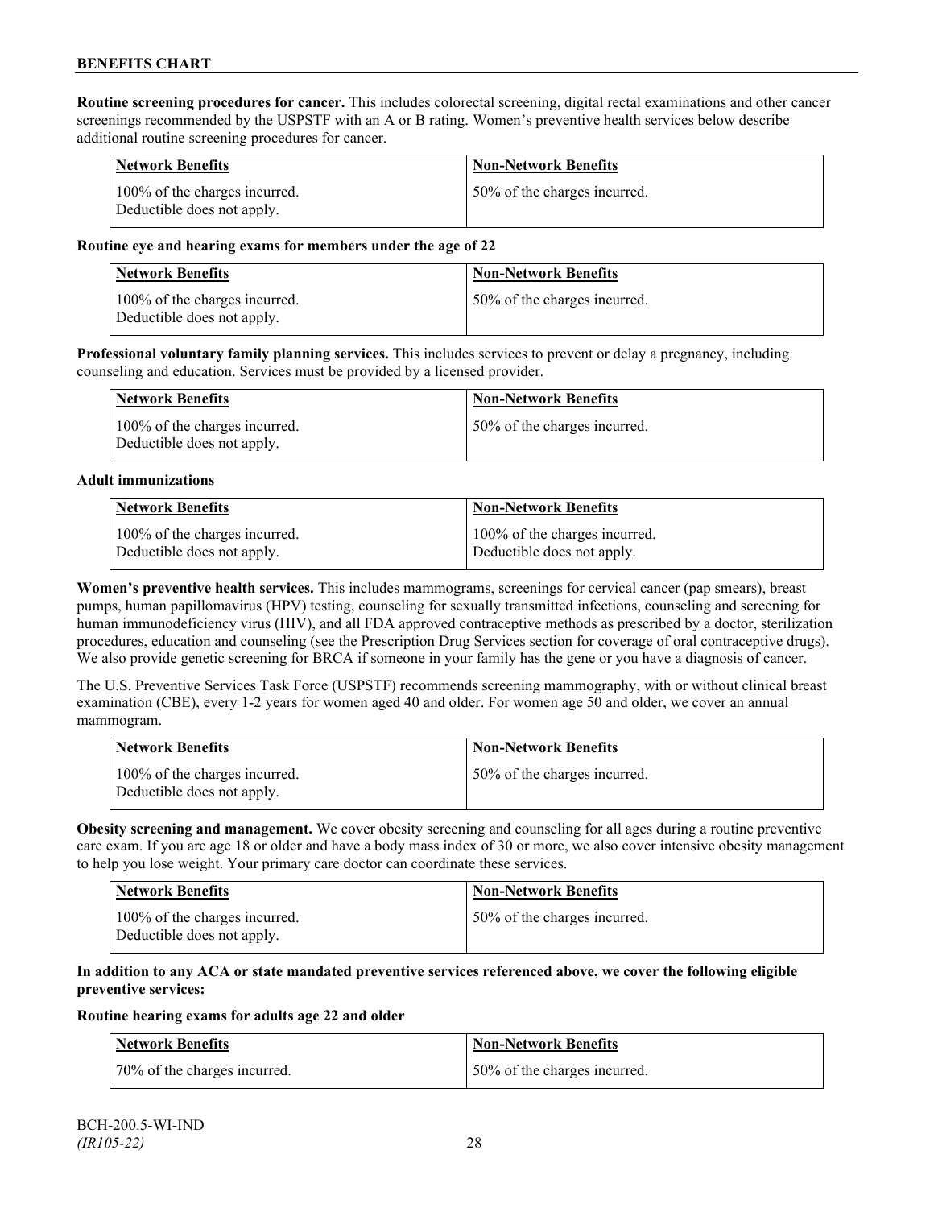**Routine screening procedures for cancer.** This includes colorectal screening, digital rectal examinations and other cancer screenings recommended by the USPSTF with an A or B rating. Women's preventive health services below describe additional routine screening procedures for cancer.

| Network Benefits | Non-Network Benefits |
|---|---|
| 100% of the charges incurred. Deductible does not apply. | 50% of the charges incurred. |

**Routine eye and hearing exams for members under the age of 22**

| Network Benefits | Non-Network Benefits |
|---|---|
| 100% of the charges incurred. Deductible does not apply. | 50% of the charges incurred. |

**Professional voluntary family planning services.** This includes services to prevent or delay a pregnancy, including counseling and education. Services must be provided by a licensed provider.

| Network Benefits | Non-Network Benefits |
|---|---|
| 100% of the charges incurred. Deductible does not apply. | 50% of the charges incurred. |

**Adult immunizations**

| Network Benefits | Non-Network Benefits |
|---|---|
| 100% of the charges incurred. Deductible does not apply. | 100% of the charges incurred. Deductible does not apply. |

**Women's preventive health services.** This includes mammograms, screenings for cervical cancer (pap smears), breast pumps, human papillomavirus (HPV) testing, counseling for sexually transmitted infections, counseling and screening for human immunodeficiency virus (HIV), and all FDA approved contraceptive methods as prescribed by a doctor, sterilization procedures, education and counseling (see the Prescription Drug Services section for coverage of oral contraceptive drugs). We also provide genetic screening for BRCA if someone in your family has the gene or you have a diagnosis of cancer.

The U.S. Preventive Services Task Force (USPSTF) recommends screening mammography, with or without clinical breast examination (CBE), every 1-2 years for women aged 40 and older. For women age 50 and older, we cover an annual mammogram.

| Network Benefits | Non-Network Benefits |
|---|---|
| 100% of the charges incurred. Deductible does not apply. | 50% of the charges incurred. |

**Obesity screening and management.** We cover obesity screening and counseling for all ages during a routine preventive care exam. If you are age 18 or older and have a body mass index of 30 or more, we also cover intensive obesity management to help you lose weight. Your primary care doctor can coordinate these services.

| Network Benefits | Non-Network Benefits |
|---|---|
| 100% of the charges incurred. Deductible does not apply. | 50% of the charges incurred. |

**In addition to any ACA or state mandated preventive services referenced above, we cover the following eligible preventive services:**

**Routine hearing exams for adults age 22 and older**

| Network Benefits | Non-Network Benefits |
|---|---|
| 70% of the charges incurred. | 50% of the charges incurred. |

BCH-200.5-WI-IND
*(IR105-22)*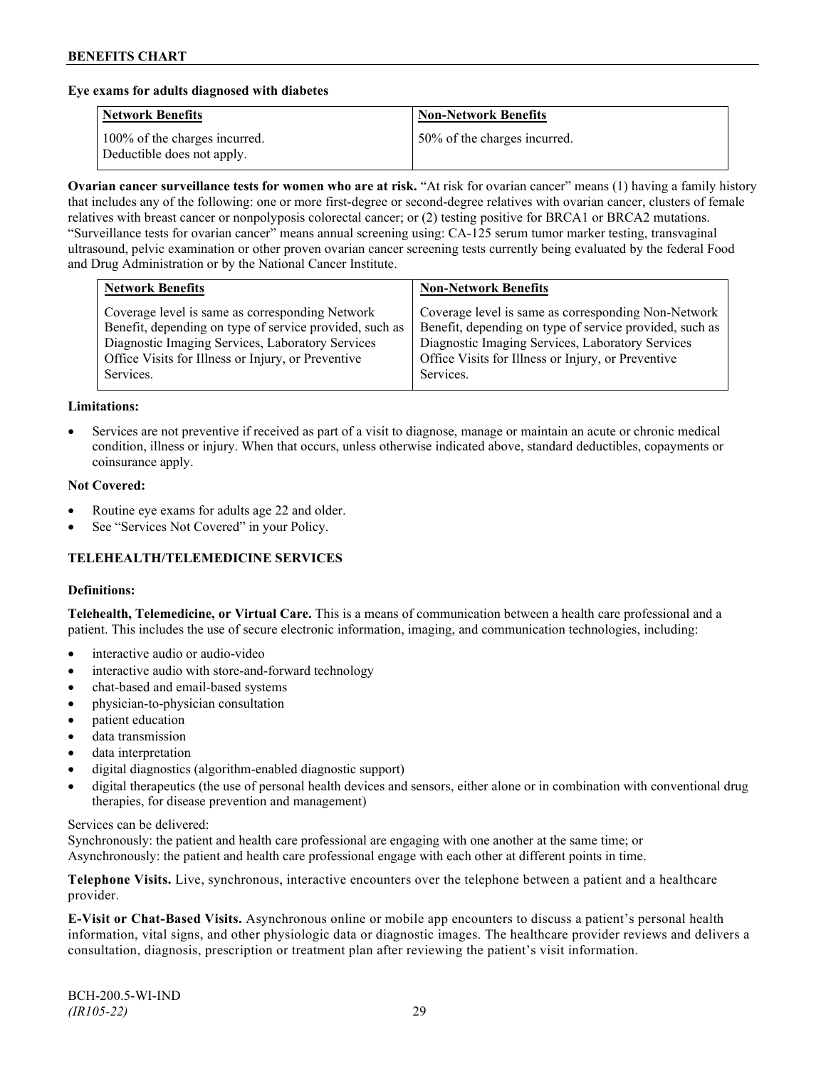**Eye exams for adults diagnosed with diabetes**

| Network Benefits | Non-Network Benefits |
|---|---|
| 100% of the charges incurred. Deductible does not apply. | 50% of the charges incurred. |

**Ovarian cancer surveillance tests for women who are at risk.** "At risk for ovarian cancer" means (1) having a family history that includes any of the following: one or more first-degree or second-degree relatives with ovarian cancer, clusters of female relatives with breast cancer or nonpolyposis colorectal cancer; or (2) testing positive for BRCA1 or BRCA2 mutations. "Surveillance tests for ovarian cancer" means annual screening using: CA-125 serum tumor marker testing, transvaginal ultrasound, pelvic examination or other proven ovarian cancer screening tests currently being evaluated by the federal Food and Drug Administration or by the National Cancer Institute.

| Network Benefits | Non-Network Benefits |
|---|---|
| Coverage level is same as corresponding Network Benefit, depending on type of service provided, such as Diagnostic Imaging Services, Laboratory Services Office Visits for Illness or Injury, or Preventive Services. | Coverage level is same as corresponding Non-Network Benefit, depending on type of service provided, such as Diagnostic Imaging Services, Laboratory Services Office Visits for Illness or Injury, or Preventive Services. |

**Limitations:**

- Services are not preventive if received as part of a visit to diagnose, manage or maintain an acute or chronic medical condition, illness or injury. When that occurs, unless otherwise indicated above, standard deductibles, copayments or coinsurance apply.

**Not Covered:**

- Routine eye exams for adults age 22 and older.
- See "Services Not Covered" in your Policy.

**TELEHEALTH/TELEMEDICINE SERVICES**

**Definitions:**

**Telehealth, Telemedicine, or Virtual Care.** This is a means of communication between a health care professional and a patient. This includes the use of secure electronic information, imaging, and communication technologies, including:

- interactive audio or audio-video
- interactive audio with store-and-forward technology
- chat-based and email-based systems
- physician-to-physician consultation
- patient education
- data transmission
- data interpretation
- digital diagnostics (algorithm-enabled diagnostic support)
- digital therapeutics (the use of personal health devices and sensors, either alone or in combination with conventional drug therapies, for disease prevention and management)

Services can be delivered:
Synchronously: the patient and health care professional are engaging with one another at the same time; or
Asynchronously: the patient and health care professional engage with each other at different points in time.

**Telephone Visits.** Live, synchronous, interactive encounters over the telephone between a patient and a healthcare provider.

**E-Visit or Chat-Based Visits.** Asynchronous online or mobile app encounters to discuss a patient's personal health information, vital signs, and other physiologic data or diagnostic images. The healthcare provider reviews and delivers a consultation, diagnosis, prescription or treatment plan after reviewing the patient's visit information.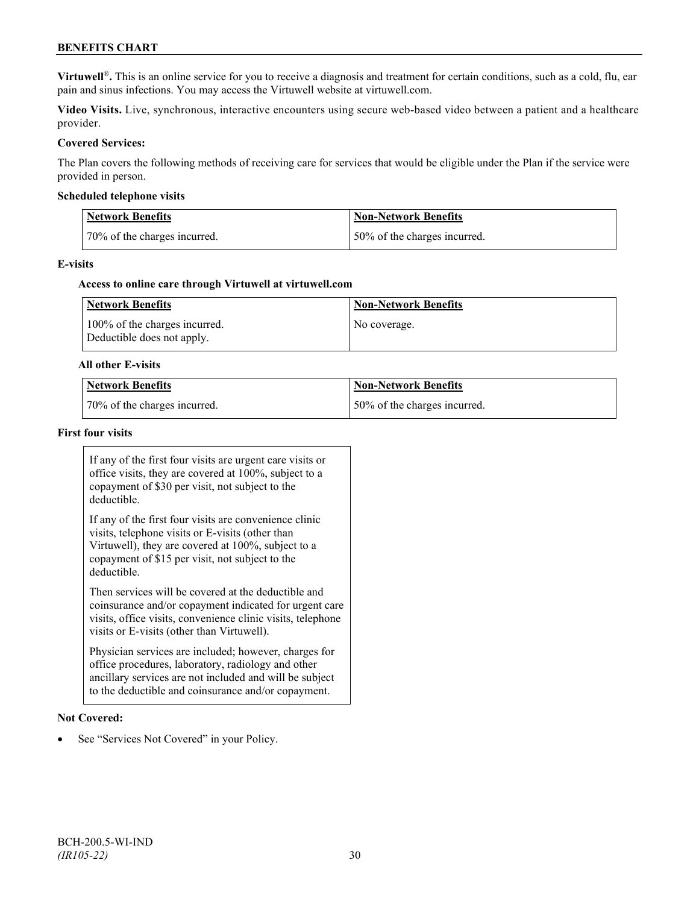**Virtuwell**®**.** This is an online service for you to receive a diagnosis and treatment for certain conditions, such as a cold, flu, ear pain and sinus infections. You may access the Virtuwell website at virtuwell.com.

**Video Visits.** Live, synchronous, interactive encounters using secure web-based video between a patient and a healthcare provider.

**Covered Services:**

The Plan covers the following methods of receiving care for services that would be eligible under the Plan if the service were provided in person.

**Scheduled telephone visits**

| Network Benefits | Non-Network Benefits |
|---|---|
| 70% of the charges incurred. | 50% of the charges incurred. |

**E-visits**

**Access to online care through Virtuwell at virtuwell.com**

| Network Benefits | Non-Network Benefits |
|---|---|
| 100% of the charges incurred. Deductible does not apply. | No coverage. |

**All other E-visits**

| Network Benefits | Non-Network Benefits |
|---|---|
| 70% of the charges incurred. | 50% of the charges incurred. |

**First four visits**

If any of the first four visits are urgent care visits or office visits, they are covered at 100%, subject to a copayment of $30 per visit, not subject to the deductible.

If any of the first four visits are convenience clinic visits, telephone visits or E-visits (other than Virtuwell), they are covered at 100%, subject to a copayment of $15 per visit, not subject to the deductible.

Then services will be covered at the deductible and coinsurance and/or copayment indicated for urgent care visits, office visits, convenience clinic visits, telephone visits or E-visits (other than Virtuwell).

Physician services are included; however, charges for office procedures, laboratory, radiology and other ancillary services are not included and will be subject to the deductible and coinsurance and/or copayment.

**Not Covered:**

- See "Services Not Covered" in your Policy.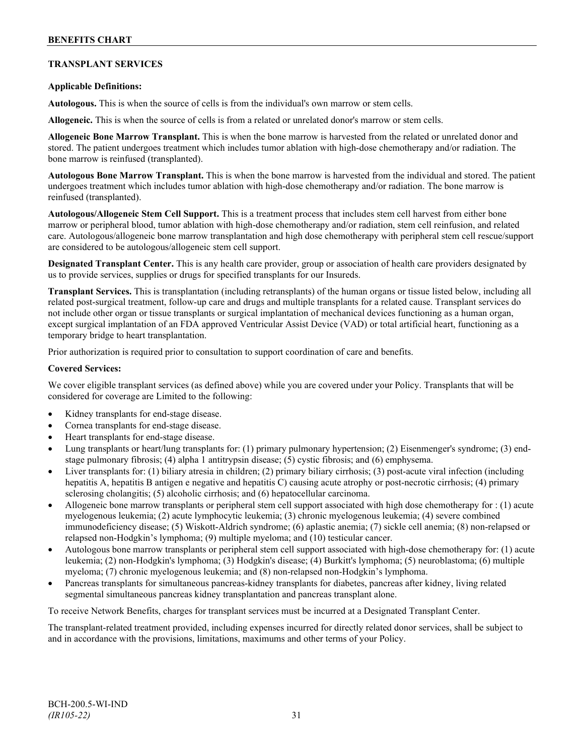## TRANSPLANT SERVICES

**Applicable Definitions:**

**Autologous.** This is when the source of cells is from the individual's own marrow or stem cells.

**Allogeneic.** This is when the source of cells is from a related or unrelated donor's marrow or stem cells.

**Allogeneic Bone Marrow Transplant.** This is when the bone marrow is harvested from the related or unrelated donor and stored. The patient undergoes treatment which includes tumor ablation with high-dose chemotherapy and/or radiation. The bone marrow is reinfused (transplanted).

**Autologous Bone Marrow Transplant.** This is when the bone marrow is harvested from the individual and stored. The patient undergoes treatment which includes tumor ablation with high-dose chemotherapy and/or radiation. The bone marrow is reinfused (transplanted).

**Autologous/Allogeneic Stem Cell Support.** This is a treatment process that includes stem cell harvest from either bone marrow or peripheral blood, tumor ablation with high-dose chemotherapy and/or radiation, stem cell reinfusion, and related care. Autologous/allogeneic bone marrow transplantation and high dose chemotherapy with peripheral stem cell rescue/support are considered to be autologous/allogeneic stem cell support.

**Designated Transplant Center.** This is any health care provider, group or association of health care providers designated by us to provide services, supplies or drugs for specified transplants for our Insureds.

**Transplant Services.** This is transplantation (including retransplants) of the human organs or tissue listed below, including all related post-surgical treatment, follow-up care and drugs and multiple transplants for a related cause. Transplant services do not include other organ or tissue transplants or surgical implantation of mechanical devices functioning as a human organ, except surgical implantation of an FDA approved Ventricular Assist Device (VAD) or total artificial heart, functioning as a temporary bridge to heart transplantation.

Prior authorization is required prior to consultation to support coordination of care and benefits.

**Covered Services:**

We cover eligible transplant services (as defined above) while you are covered under your Policy. Transplants that will be considered for coverage are Limited to the following:

- Kidney transplants for end-stage disease.
- Cornea transplants for end-stage disease.
- Heart transplants for end-stage disease.
- Lung transplants or heart/lung transplants for: (1) primary pulmonary hypertension; (2) Eisenmenger's syndrome; (3) end-stage pulmonary fibrosis; (4) alpha 1 antitrypsin disease; (5) cystic fibrosis; and (6) emphysema.
- Liver transplants for: (1) biliary atresia in children; (2) primary biliary cirrhosis; (3) post-acute viral infection (including hepatitis A, hepatitis B antigen e negative and hepatitis C) causing acute atrophy or post-necrotic cirrhosis; (4) primary sclerosing cholangitis; (5) alcoholic cirrhosis; and (6) hepatocellular carcinoma.
- Allogeneic bone marrow transplants or peripheral stem cell support associated with high dose chemotherapy for : (1) acute myelogenous leukemia; (2) acute lymphocytic leukemia; (3) chronic myelogenous leukemia; (4) severe combined immunodeficiency disease; (5) Wiskott-Aldrich syndrome; (6) aplastic anemia; (7) sickle cell anemia; (8) non-relapsed or relapsed non-Hodgkin's lymphoma; (9) multiple myeloma; and (10) testicular cancer.
- Autologous bone marrow transplants or peripheral stem cell support associated with high-dose chemotherapy for: (1) acute leukemia; (2) non-Hodgkin's lymphoma; (3) Hodgkin's disease; (4) Burkitt's lymphoma; (5) neuroblastoma; (6) multiple myeloma; (7) chronic myelogenous leukemia; and (8) non-relapsed non-Hodgkin's lymphoma.
- Pancreas transplants for simultaneous pancreas-kidney transplants for diabetes, pancreas after kidney, living related segmental simultaneous pancreas kidney transplantation and pancreas transplant alone.

To receive Network Benefits, charges for transplant services must be incurred at a Designated Transplant Center.

The transplant-related treatment provided, including expenses incurred for directly related donor services, shall be subject to and in accordance with the provisions, limitations, maximums and other terms of your Policy.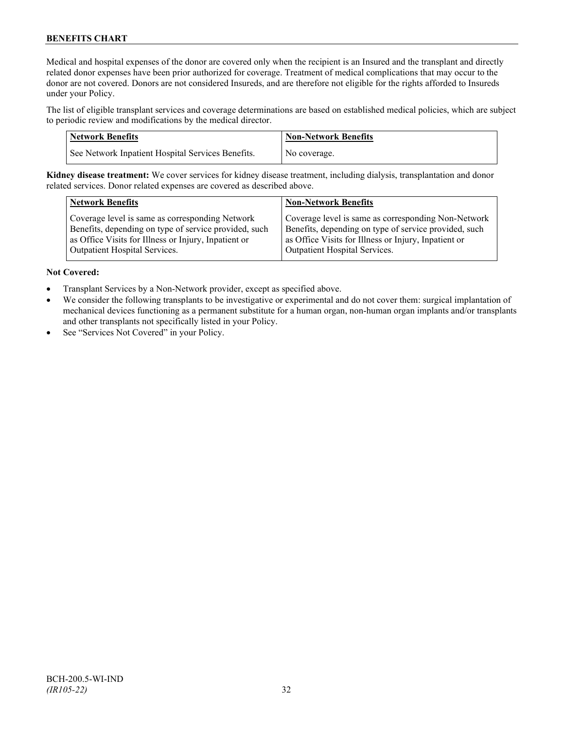Medical and hospital expenses of the donor are covered only when the recipient is an Insured and the transplant and directly related donor expenses have been prior authorized for coverage. Treatment of medical complications that may occur to the donor are not covered. Donors are not considered Insureds, and are therefore not eligible for the rights afforded to Insureds under your Policy.

The list of eligible transplant services and coverage determinations are based on established medical policies, which are subject to periodic review and modifications by the medical director.

| Network Benefits | Non-Network Benefits |
|---|---|
| See Network Inpatient Hospital Services Benefits. | No coverage. |

**Kidney disease treatment:** We cover services for kidney disease treatment, including dialysis, transplantation and donor related services. Donor related expenses are covered as described above.

| Network Benefits | Non-Network Benefits |
|---|---|
| Coverage level is same as corresponding Network Benefits, depending on type of service provided, such as Office Visits for Illness or Injury, Inpatient or Outpatient Hospital Services. | Coverage level is same as corresponding Non-Network Benefits, depending on type of service provided, such as Office Visits for Illness or Injury, Inpatient or Outpatient Hospital Services. |

**Not Covered:**

- Transplant Services by a Non-Network provider, except as specified above.
- We consider the following transplants to be investigative or experimental and do not cover them: surgical implantation of mechanical devices functioning as a permanent substitute for a human organ, non-human organ implants and/or transplants and other transplants not specifically listed in your Policy.
- See "Services Not Covered" in your Policy.

BCH-200.5-WI-IND
*(IR105-22)*